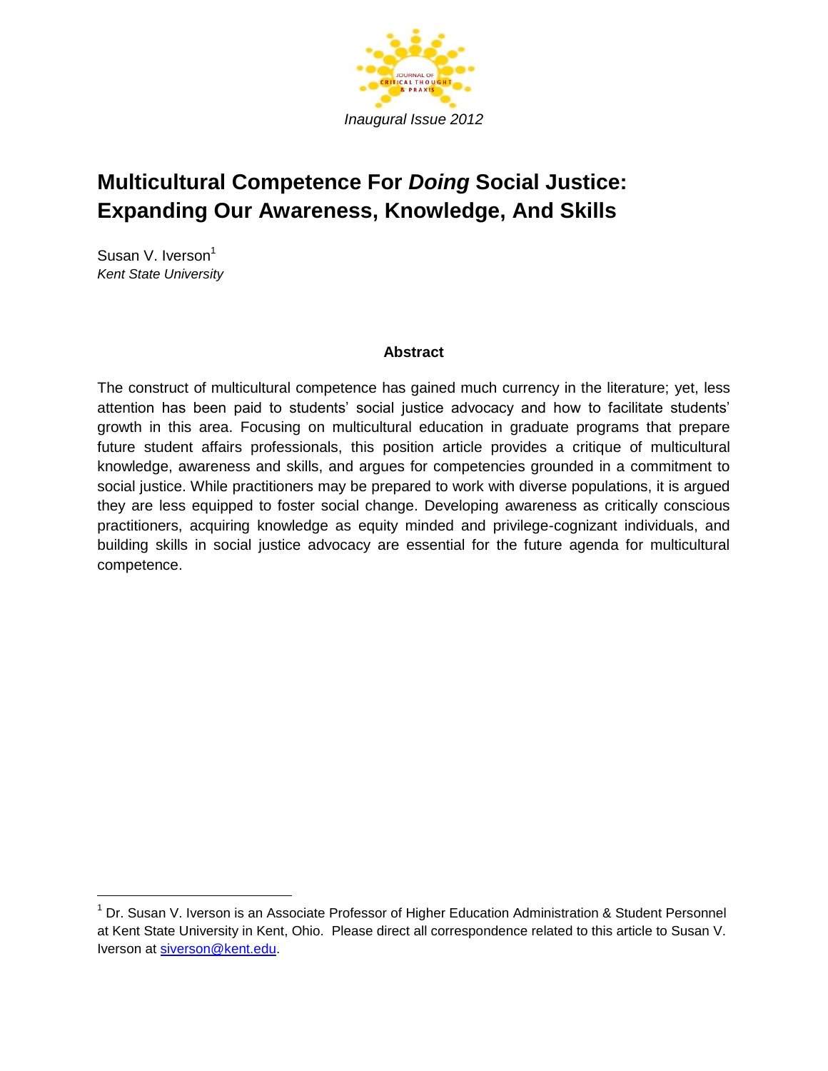*Inaugural Issue 2012*

# Multicultural Competence For *Doing* Social Justice: Expanding Our Awareness, Knowledge, And Skills

Susan V. Iverson[1]
*Kent State University*

### Abstract

The construct of multicultural competence has gained much currency in the literature; yet, less attention has been paid to students' social justice advocacy and how to facilitate students' growth in this area. Focusing on multicultural education in graduate programs that prepare future student affairs professionals, this position article provides a critique of multicultural knowledge, awareness and skills, and argues for competencies grounded in a commitment to social justice. While practitioners may be prepared to work with diverse populations, it is argued they are less equipped to foster social change. Developing awareness as critically conscious practitioners, acquiring knowledge as equity minded and privilege-cognizant individuals, and building skills in social justice advocacy are essential for the future agenda for multicultural competence.

---

[1] Dr. Susan V. Iverson is an Associate Professor of Higher Education Administration & Student Personnel at Kent State University in Kent, Ohio. Please direct all correspondence related to this article to Susan V. Iverson at siverson@kent.edu.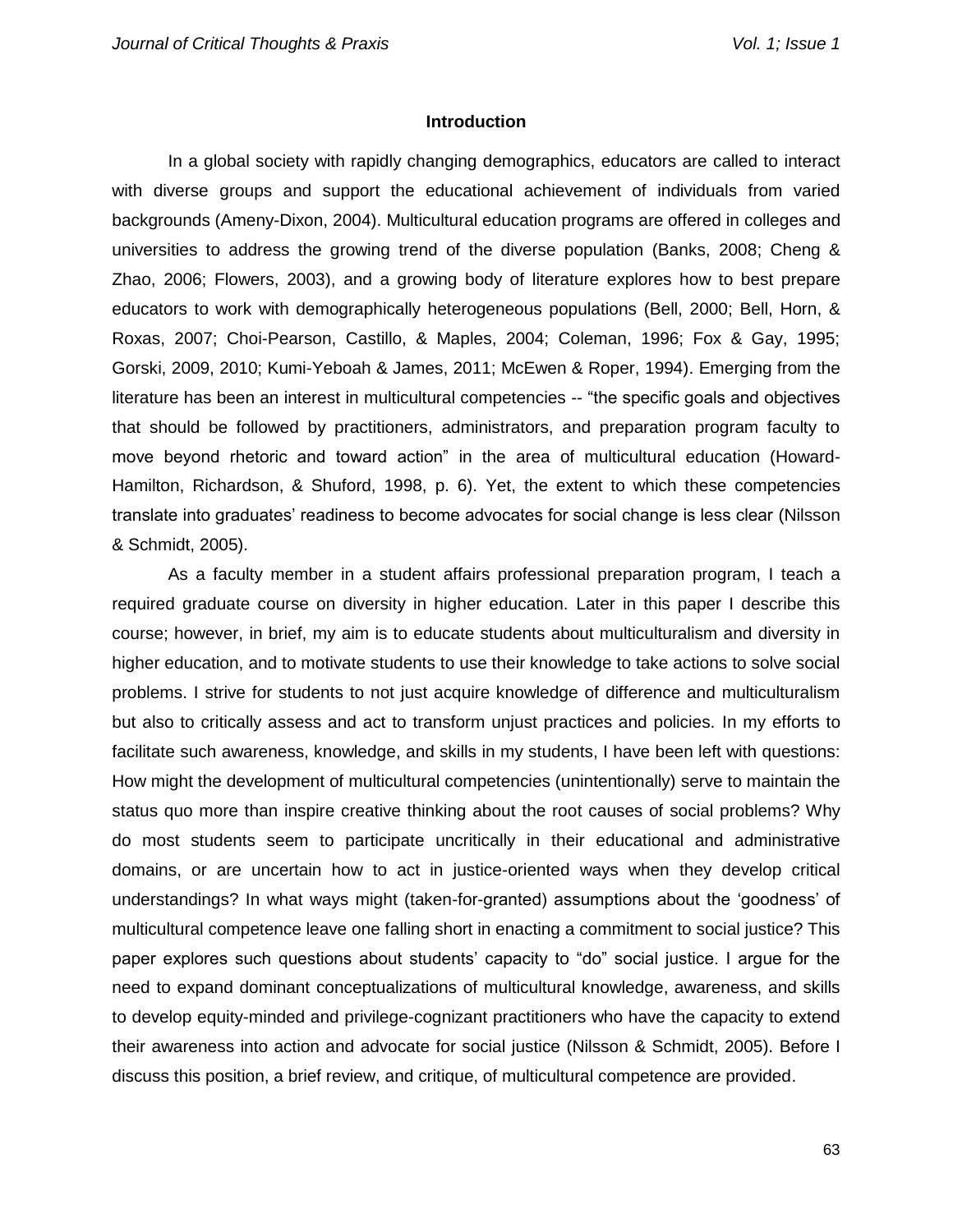## Introduction

In a global society with rapidly changing demographics, educators are called to interact with diverse groups and support the educational achievement of individuals from varied backgrounds (Ameny-Dixon, 2004). Multicultural education programs are offered in colleges and universities to address the growing trend of the diverse population (Banks, 2008; Cheng & Zhao, 2006; Flowers, 2003), and a growing body of literature explores how to best prepare educators to work with demographically heterogeneous populations (Bell, 2000; Bell, Horn, & Roxas, 2007; Choi-Pearson, Castillo, & Maples, 2004; Coleman, 1996; Fox & Gay, 1995; Gorski, 2009, 2010; Kumi-Yeboah & James, 2011; McEwen & Roper, 1994). Emerging from the literature has been an interest in multicultural competencies -- "the specific goals and objectives that should be followed by practitioners, administrators, and preparation program faculty to move beyond rhetoric and toward action" in the area of multicultural education (Howard-Hamilton, Richardson, & Shuford, 1998, p. 6). Yet, the extent to which these competencies translate into graduates' readiness to become advocates for social change is less clear (Nilsson & Schmidt, 2005).

As a faculty member in a student affairs professional preparation program, I teach a required graduate course on diversity in higher education. Later in this paper I describe this course; however, in brief, my aim is to educate students about multiculturalism and diversity in higher education, and to motivate students to use their knowledge to take actions to solve social problems. I strive for students to not just acquire knowledge of difference and multiculturalism but also to critically assess and act to transform unjust practices and policies. In my efforts to facilitate such awareness, knowledge, and skills in my students, I have been left with questions: How might the development of multicultural competencies (unintentionally) serve to maintain the status quo more than inspire creative thinking about the root causes of social problems? Why do most students seem to participate uncritically in their educational and administrative domains, or are uncertain how to act in justice-oriented ways when they develop critical understandings? In what ways might (taken-for-granted) assumptions about the 'goodness' of multicultural competence leave one falling short in enacting a commitment to social justice? This paper explores such questions about students' capacity to "do" social justice. I argue for the need to expand dominant conceptualizations of multicultural knowledge, awareness, and skills to develop equity-minded and privilege-cognizant practitioners who have the capacity to extend their awareness into action and advocate for social justice (Nilsson & Schmidt, 2005). Before I discuss this position, a brief review, and critique, of multicultural competence are provided.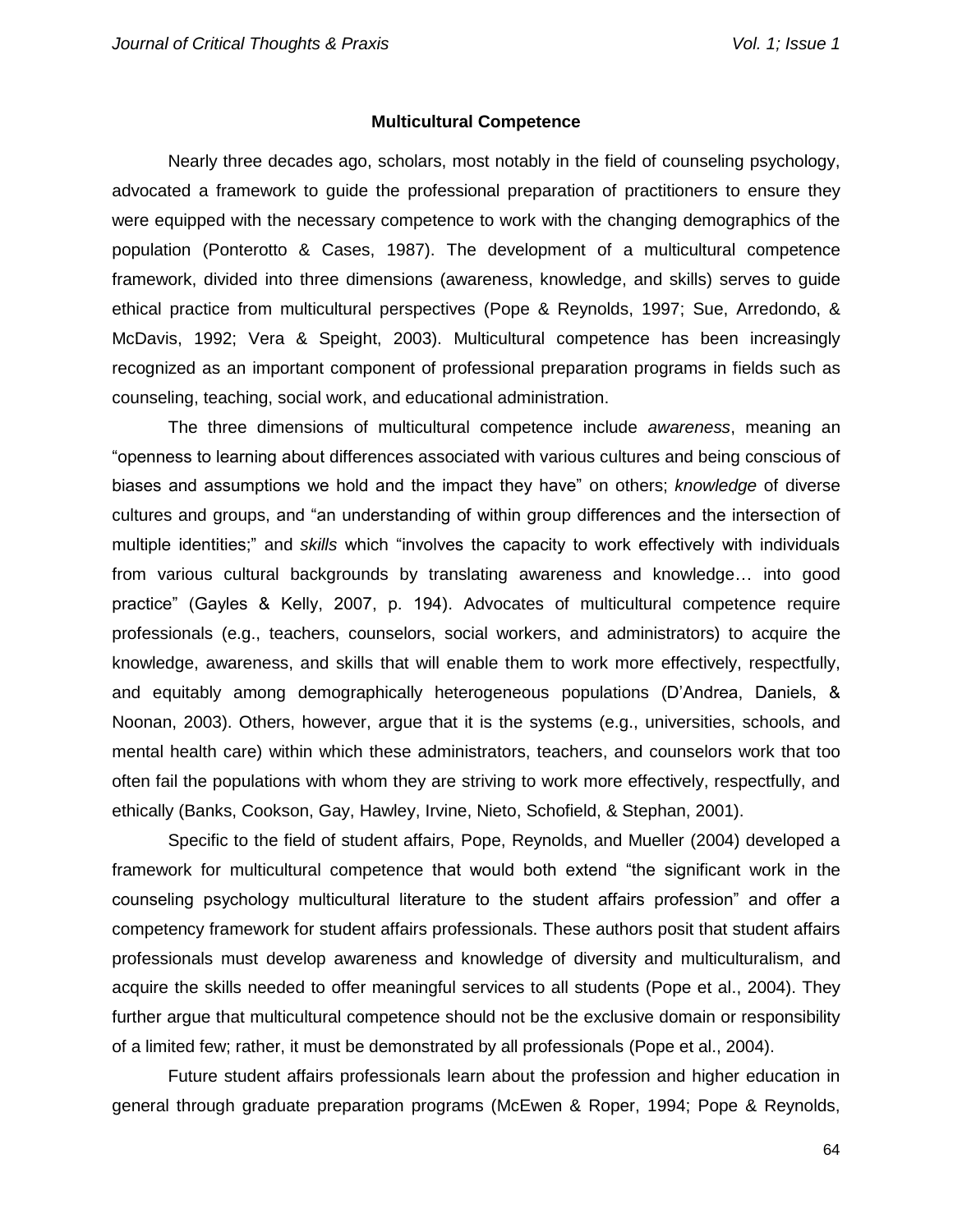## Multicultural Competence

Nearly three decades ago, scholars, most notably in the field of counseling psychology, advocated a framework to guide the professional preparation of practitioners to ensure they were equipped with the necessary competence to work with the changing demographics of the population (Ponterotto & Cases, 1987). The development of a multicultural competence framework, divided into three dimensions (awareness, knowledge, and skills) serves to guide ethical practice from multicultural perspectives (Pope & Reynolds, 1997; Sue, Arredondo, & McDavis, 1992; Vera & Speight, 2003). Multicultural competence has been increasingly recognized as an important component of professional preparation programs in fields such as counseling, teaching, social work, and educational administration.

The three dimensions of multicultural competence include *awareness*, meaning an "openness to learning about differences associated with various cultures and being conscious of biases and assumptions we hold and the impact they have" on others; *knowledge* of diverse cultures and groups, and "an understanding of within group differences and the intersection of multiple identities;" and *skills* which "involves the capacity to work effectively with individuals from various cultural backgrounds by translating awareness and knowledge… into good practice" (Gayles & Kelly, 2007, p. 194). Advocates of multicultural competence require professionals (e.g., teachers, counselors, social workers, and administrators) to acquire the knowledge, awareness, and skills that will enable them to work more effectively, respectfully, and equitably among demographically heterogeneous populations (D'Andrea, Daniels, & Noonan, 2003). Others, however, argue that it is the systems (e.g., universities, schools, and mental health care) within which these administrators, teachers, and counselors work that too often fail the populations with whom they are striving to work more effectively, respectfully, and ethically (Banks, Cookson, Gay, Hawley, Irvine, Nieto, Schofield, & Stephan, 2001).

Specific to the field of student affairs, Pope, Reynolds, and Mueller (2004) developed a framework for multicultural competence that would both extend "the significant work in the counseling psychology multicultural literature to the student affairs profession" and offer a competency framework for student affairs professionals. These authors posit that student affairs professionals must develop awareness and knowledge of diversity and multiculturalism, and acquire the skills needed to offer meaningful services to all students (Pope et al., 2004). They further argue that multicultural competence should not be the exclusive domain or responsibility of a limited few; rather, it must be demonstrated by all professionals (Pope et al., 2004).

Future student affairs professionals learn about the profession and higher education in general through graduate preparation programs (McEwen & Roper, 1994; Pope & Reynolds,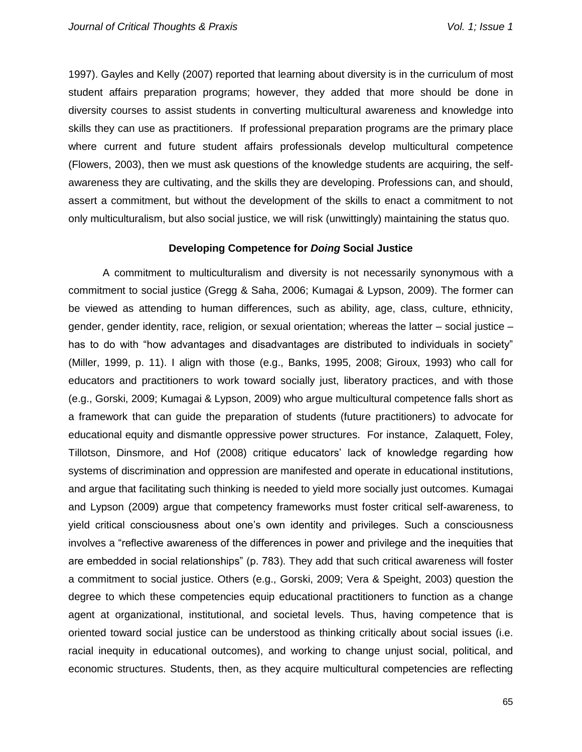1997). Gayles and Kelly (2007) reported that learning about diversity is in the curriculum of most student affairs preparation programs; however, they added that more should be done in diversity courses to assist students in converting multicultural awareness and knowledge into skills they can use as practitioners. If professional preparation programs are the primary place where current and future student affairs professionals develop multicultural competence (Flowers, 2003), then we must ask questions of the knowledge students are acquiring, the self-awareness they are cultivating, and the skills they are developing. Professions can, and should, assert a commitment, but without the development of the skills to enact a commitment to not only multiculturalism, but also social justice, we will risk (unwittingly) maintaining the status quo.

## Developing Competence for *Doing* Social Justice

A commitment to multiculturalism and diversity is not necessarily synonymous with a commitment to social justice (Gregg & Saha, 2006; Kumagai & Lypson, 2009). The former can be viewed as attending to human differences, such as ability, age, class, culture, ethnicity, gender, gender identity, race, religion, or sexual orientation; whereas the latter – social justice – has to do with "how advantages and disadvantages are distributed to individuals in society" (Miller, 1999, p. 11). I align with those (e.g., Banks, 1995, 2008; Giroux, 1993) who call for educators and practitioners to work toward socially just, liberatory practices, and with those (e.g., Gorski, 2009; Kumagai & Lypson, 2009) who argue multicultural competence falls short as a framework that can guide the preparation of students (future practitioners) to advocate for educational equity and dismantle oppressive power structures. For instance, Zalaquett, Foley, Tillotson, Dinsmore, and Hof (2008) critique educators' lack of knowledge regarding how systems of discrimination and oppression are manifested and operate in educational institutions, and argue that facilitating such thinking is needed to yield more socially just outcomes. Kumagai and Lypson (2009) argue that competency frameworks must foster critical self-awareness, to yield critical consciousness about one's own identity and privileges. Such a consciousness involves a "reflective awareness of the differences in power and privilege and the inequities that are embedded in social relationships" (p. 783). They add that such critical awareness will foster a commitment to social justice. Others (e.g., Gorski, 2009; Vera & Speight, 2003) question the degree to which these competencies equip educational practitioners to function as a change agent at organizational, institutional, and societal levels. Thus, having competence that is oriented toward social justice can be understood as thinking critically about social issues (i.e. racial inequity in educational outcomes), and working to change unjust social, political, and economic structures. Students, then, as they acquire multicultural competencies are reflecting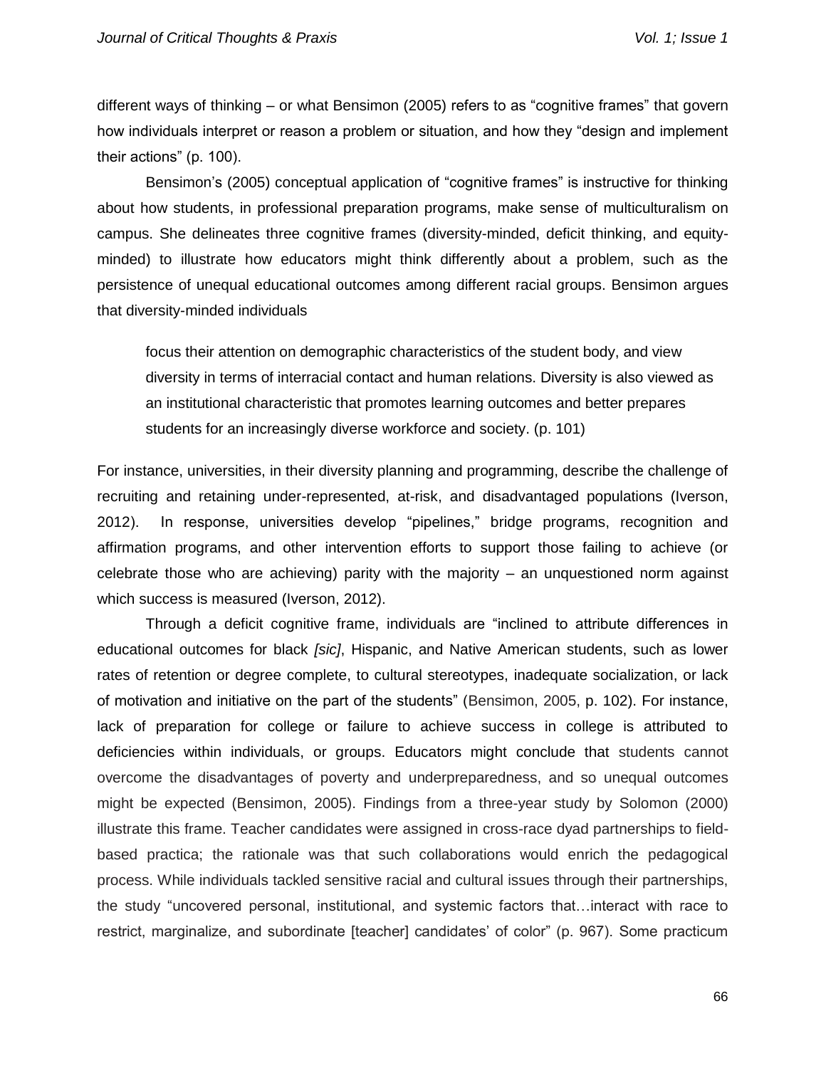different ways of thinking – or what Bensimon (2005) refers to as "cognitive frames" that govern how individuals interpret or reason a problem or situation, and how they "design and implement their actions" (p. 100).

Bensimon's (2005) conceptual application of "cognitive frames" is instructive for thinking about how students, in professional preparation programs, make sense of multiculturalism on campus. She delineates three cognitive frames (diversity-minded, deficit thinking, and equity-minded) to illustrate how educators might think differently about a problem, such as the persistence of unequal educational outcomes among different racial groups. Bensimon argues that diversity-minded individuals

> focus their attention on demographic characteristics of the student body, and view diversity in terms of interracial contact and human relations. Diversity is also viewed as an institutional characteristic that promotes learning outcomes and better prepares students for an increasingly diverse workforce and society. (p. 101)

For instance, universities, in their diversity planning and programming, describe the challenge of recruiting and retaining under-represented, at-risk, and disadvantaged populations (Iverson, 2012). In response, universities develop "pipelines," bridge programs, recognition and affirmation programs, and other intervention efforts to support those failing to achieve (or celebrate those who are achieving) parity with the majority – an unquestioned norm against which success is measured (Iverson, 2012).

Through a deficit cognitive frame, individuals are "inclined to attribute differences in educational outcomes for black *[sic]*, Hispanic, and Native American students, such as lower rates of retention or degree complete, to cultural stereotypes, inadequate socialization, or lack of motivation and initiative on the part of the students" (Bensimon, 2005, p. 102). For instance, lack of preparation for college or failure to achieve success in college is attributed to deficiencies within individuals, or groups. Educators might conclude that students cannot overcome the disadvantages of poverty and underpreparedness, and so unequal outcomes might be expected (Bensimon, 2005). Findings from a three-year study by Solomon (2000) illustrate this frame. Teacher candidates were assigned in cross-race dyad partnerships to field-based practica; the rationale was that such collaborations would enrich the pedagogical process. While individuals tackled sensitive racial and cultural issues through their partnerships, the study "uncovered personal, institutional, and systemic factors that…interact with race to restrict, marginalize, and subordinate [teacher] candidates' of color" (p. 967). Some practicum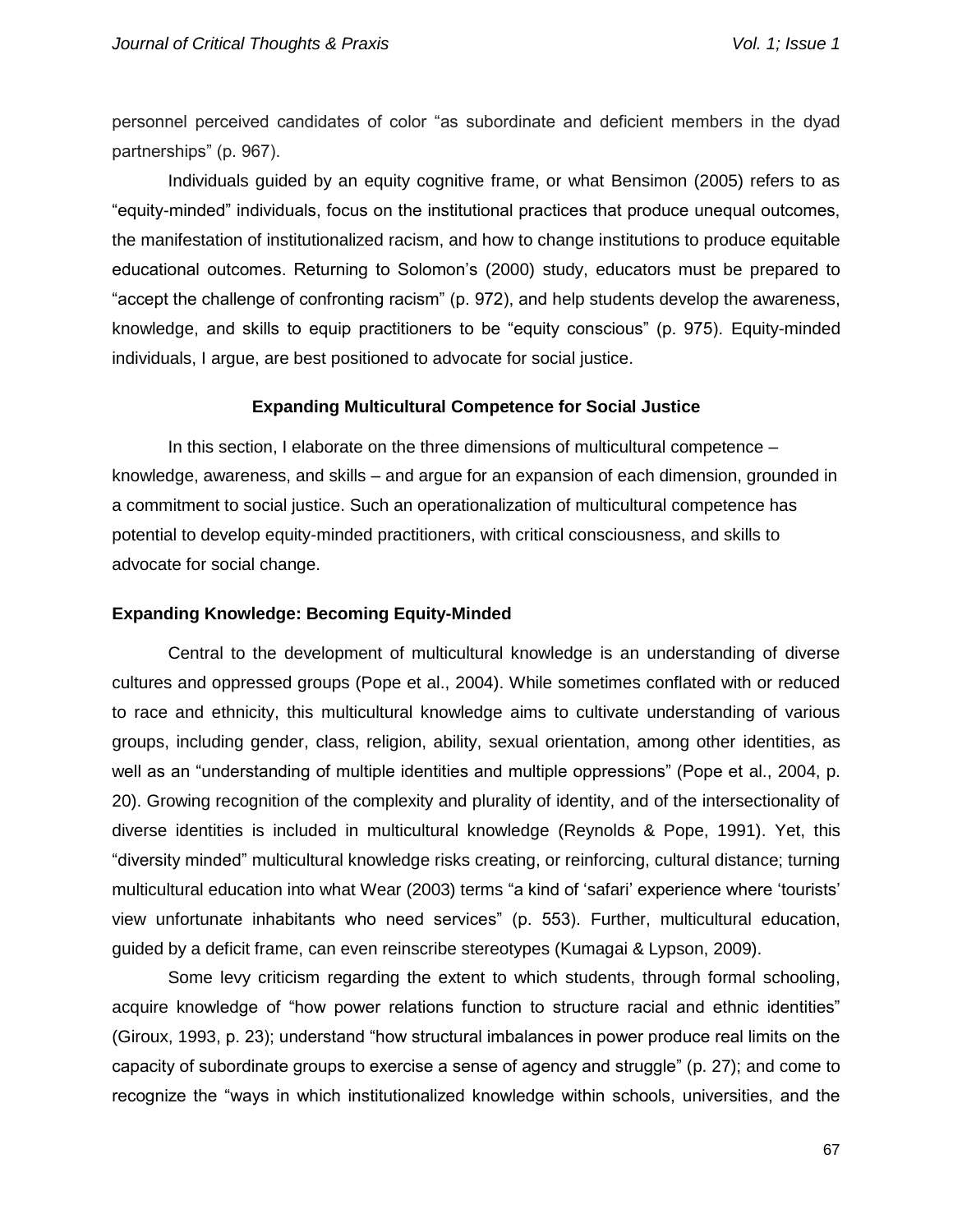personnel perceived candidates of color "as subordinate and deficient members in the dyad partnerships" (p. 967).

Individuals guided by an equity cognitive frame, or what Bensimon (2005) refers to as "equity-minded" individuals, focus on the institutional practices that produce unequal outcomes, the manifestation of institutionalized racism, and how to change institutions to produce equitable educational outcomes. Returning to Solomon's (2000) study, educators must be prepared to "accept the challenge of confronting racism" (p. 972), and help students develop the awareness, knowledge, and skills to equip practitioners to be "equity conscious" (p. 975). Equity-minded individuals, I argue, are best positioned to advocate for social justice.

## Expanding Multicultural Competence for Social Justice

In this section, I elaborate on the three dimensions of multicultural competence – knowledge, awareness, and skills – and argue for an expansion of each dimension, grounded in a commitment to social justice. Such an operationalization of multicultural competence has potential to develop equity-minded practitioners, with critical consciousness, and skills to advocate for social change.

### Expanding Knowledge: Becoming Equity-Minded

Central to the development of multicultural knowledge is an understanding of diverse cultures and oppressed groups (Pope et al., 2004). While sometimes conflated with or reduced to race and ethnicity, this multicultural knowledge aims to cultivate understanding of various groups, including gender, class, religion, ability, sexual orientation, among other identities, as well as an "understanding of multiple identities and multiple oppressions" (Pope et al., 2004, p. 20). Growing recognition of the complexity and plurality of identity, and of the intersectionality of diverse identities is included in multicultural knowledge (Reynolds & Pope, 1991). Yet, this "diversity minded" multicultural knowledge risks creating, or reinforcing, cultural distance; turning multicultural education into what Wear (2003) terms "a kind of 'safari' experience where 'tourists' view unfortunate inhabitants who need services" (p. 553). Further, multicultural education, guided by a deficit frame, can even reinscribe stereotypes (Kumagai & Lypson, 2009).

Some levy criticism regarding the extent to which students, through formal schooling, acquire knowledge of "how power relations function to structure racial and ethnic identities" (Giroux, 1993, p. 23); understand "how structural imbalances in power produce real limits on the capacity of subordinate groups to exercise a sense of agency and struggle" (p. 27); and come to recognize the "ways in which institutionalized knowledge within schools, universities, and the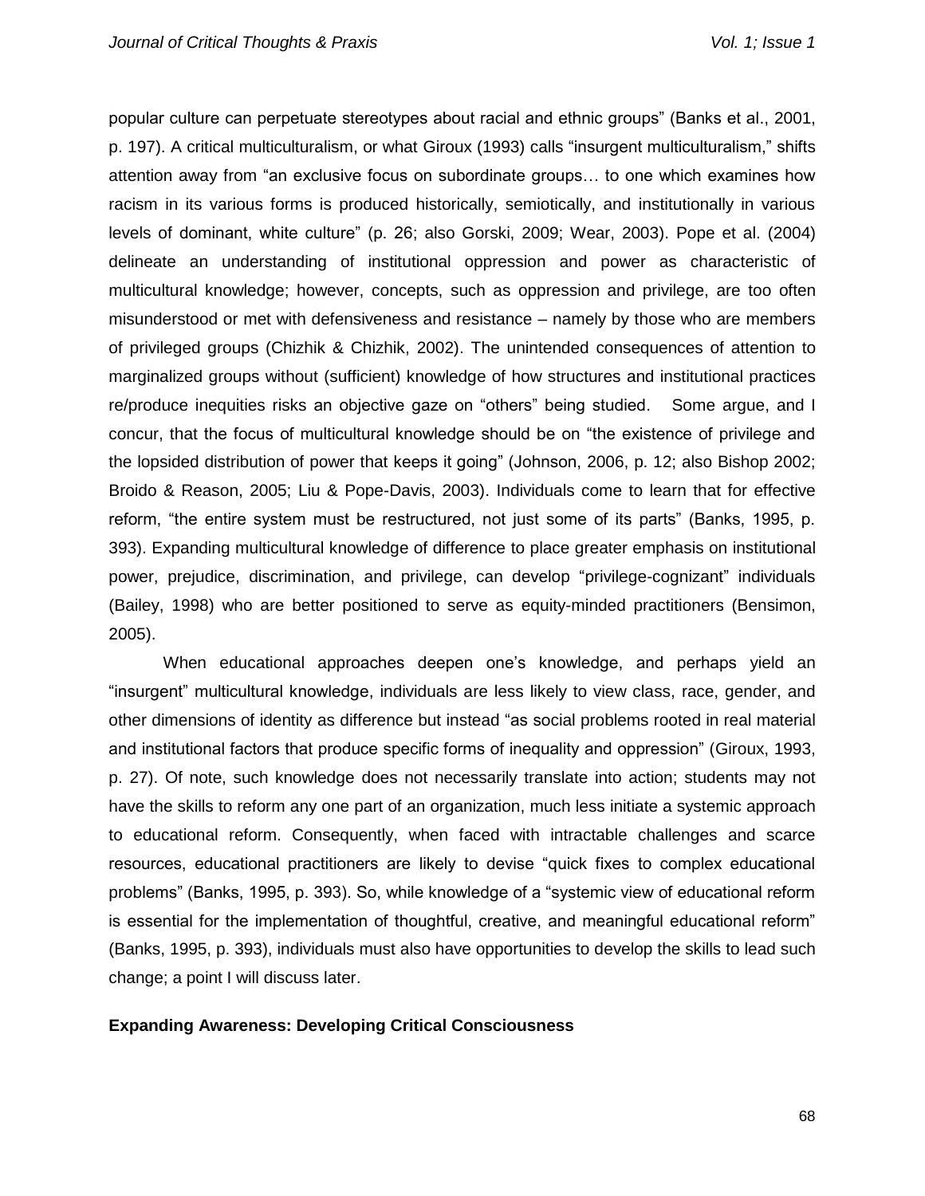popular culture can perpetuate stereotypes about racial and ethnic groups" (Banks et al., 2001, p. 197). A critical multiculturalism, or what Giroux (1993) calls "insurgent multiculturalism," shifts attention away from "an exclusive focus on subordinate groups… to one which examines how racism in its various forms is produced historically, semiotically, and institutionally in various levels of dominant, white culture" (p. 26; also Gorski, 2009; Wear, 2003). Pope et al. (2004) delineate an understanding of institutional oppression and power as characteristic of multicultural knowledge; however, concepts, such as oppression and privilege, are too often misunderstood or met with defensiveness and resistance – namely by those who are members of privileged groups (Chizhik & Chizhik, 2002). The unintended consequences of attention to marginalized groups without (sufficient) knowledge of how structures and institutional practices re/produce inequities risks an objective gaze on "others" being studied. Some argue, and I concur, that the focus of multicultural knowledge should be on "the existence of privilege and the lopsided distribution of power that keeps it going" (Johnson, 2006, p. 12; also Bishop 2002; Broido & Reason, 2005; Liu & Pope-Davis, 2003). Individuals come to learn that for effective reform, "the entire system must be restructured, not just some of its parts" (Banks, 1995, p. 393). Expanding multicultural knowledge of difference to place greater emphasis on institutional power, prejudice, discrimination, and privilege, can develop "privilege-cognizant" individuals (Bailey, 1998) who are better positioned to serve as equity-minded practitioners (Bensimon, 2005).

When educational approaches deepen one's knowledge, and perhaps yield an "insurgent" multicultural knowledge, individuals are less likely to view class, race, gender, and other dimensions of identity as difference but instead "as social problems rooted in real material and institutional factors that produce specific forms of inequality and oppression" (Giroux, 1993, p. 27). Of note, such knowledge does not necessarily translate into action; students may not have the skills to reform any one part of an organization, much less initiate a systemic approach to educational reform. Consequently, when faced with intractable challenges and scarce resources, educational practitioners are likely to devise "quick fixes to complex educational problems" (Banks, 1995, p. 393). So, while knowledge of a "systemic view of educational reform is essential for the implementation of thoughtful, creative, and meaningful educational reform" (Banks, 1995, p. 393), individuals must also have opportunities to develop the skills to lead such change; a point I will discuss later.

**Expanding Awareness: Developing Critical Consciousness**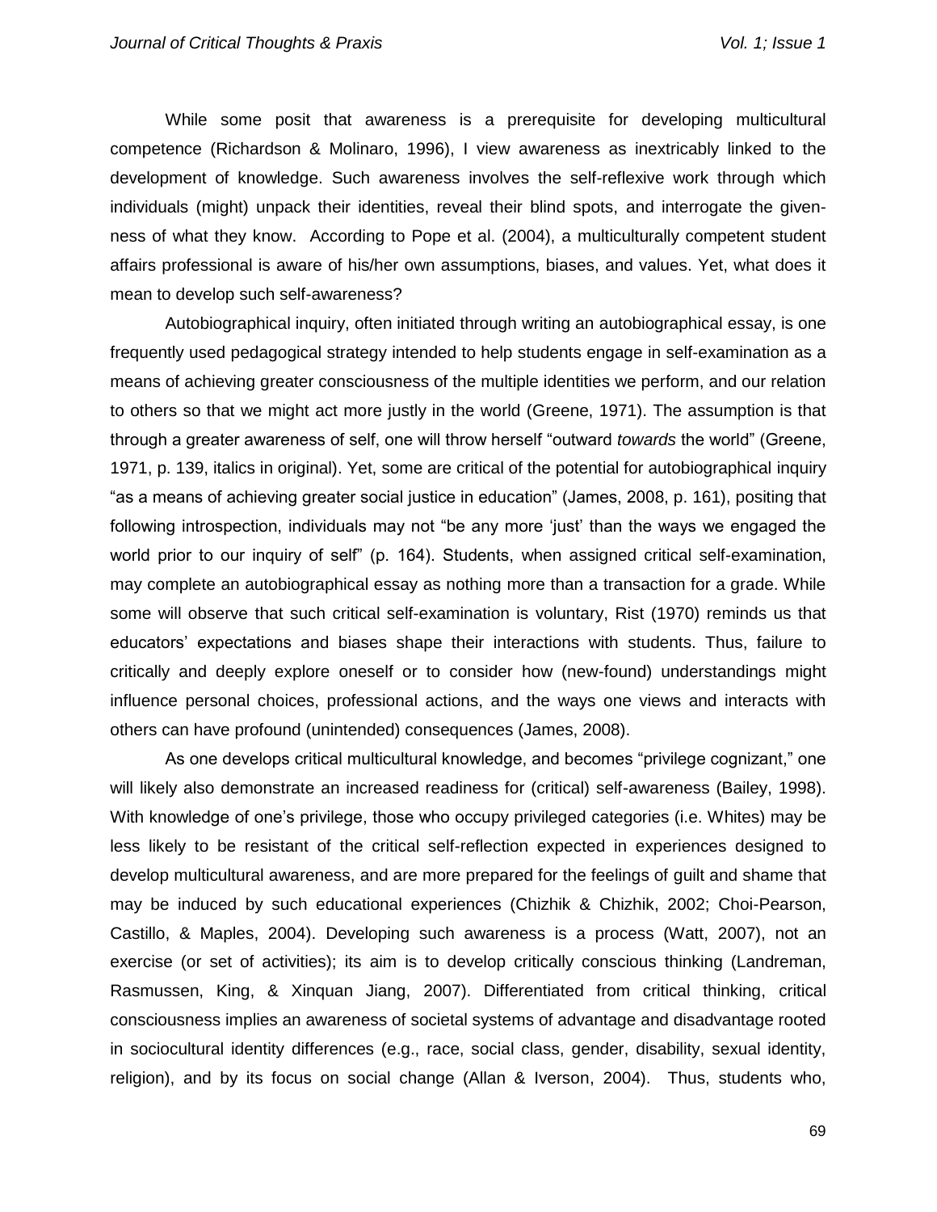While some posit that awareness is a prerequisite for developing multicultural competence (Richardson & Molinaro, 1996), I view awareness as inextricably linked to the development of knowledge. Such awareness involves the self-reflexive work through which individuals (might) unpack their identities, reveal their blind spots, and interrogate the given-ness of what they know. According to Pope et al. (2004), a multiculturally competent student affairs professional is aware of his/her own assumptions, biases, and values. Yet, what does it mean to develop such self-awareness?

Autobiographical inquiry, often initiated through writing an autobiographical essay, is one frequently used pedagogical strategy intended to help students engage in self-examination as a means of achieving greater consciousness of the multiple identities we perform, and our relation to others so that we might act more justly in the world (Greene, 1971). The assumption is that through a greater awareness of self, one will throw herself "outward *towards* the world" (Greene, 1971, p. 139, italics in original). Yet, some are critical of the potential for autobiographical inquiry "as a means of achieving greater social justice in education" (James, 2008, p. 161), positing that following introspection, individuals may not "be any more 'just' than the ways we engaged the world prior to our inquiry of self" (p. 164). Students, when assigned critical self-examination, may complete an autobiographical essay as nothing more than a transaction for a grade. While some will observe that such critical self-examination is voluntary, Rist (1970) reminds us that educators' expectations and biases shape their interactions with students. Thus, failure to critically and deeply explore oneself or to consider how (new-found) understandings might influence personal choices, professional actions, and the ways one views and interacts with others can have profound (unintended) consequences (James, 2008).

As one develops critical multicultural knowledge, and becomes "privilege cognizant," one will likely also demonstrate an increased readiness for (critical) self-awareness (Bailey, 1998). With knowledge of one's privilege, those who occupy privileged categories (i.e. Whites) may be less likely to be resistant of the critical self-reflection expected in experiences designed to develop multicultural awareness, and are more prepared for the feelings of guilt and shame that may be induced by such educational experiences (Chizhik & Chizhik, 2002; Choi-Pearson, Castillo, & Maples, 2004). Developing such awareness is a process (Watt, 2007), not an exercise (or set of activities); its aim is to develop critically conscious thinking (Landreman, Rasmussen, King, & Xinquan Jiang, 2007). Differentiated from critical thinking, critical consciousness implies an awareness of societal systems of advantage and disadvantage rooted in sociocultural identity differences (e.g., race, social class, gender, disability, sexual identity, religion), and by its focus on social change (Allan & Iverson, 2004). Thus, students who,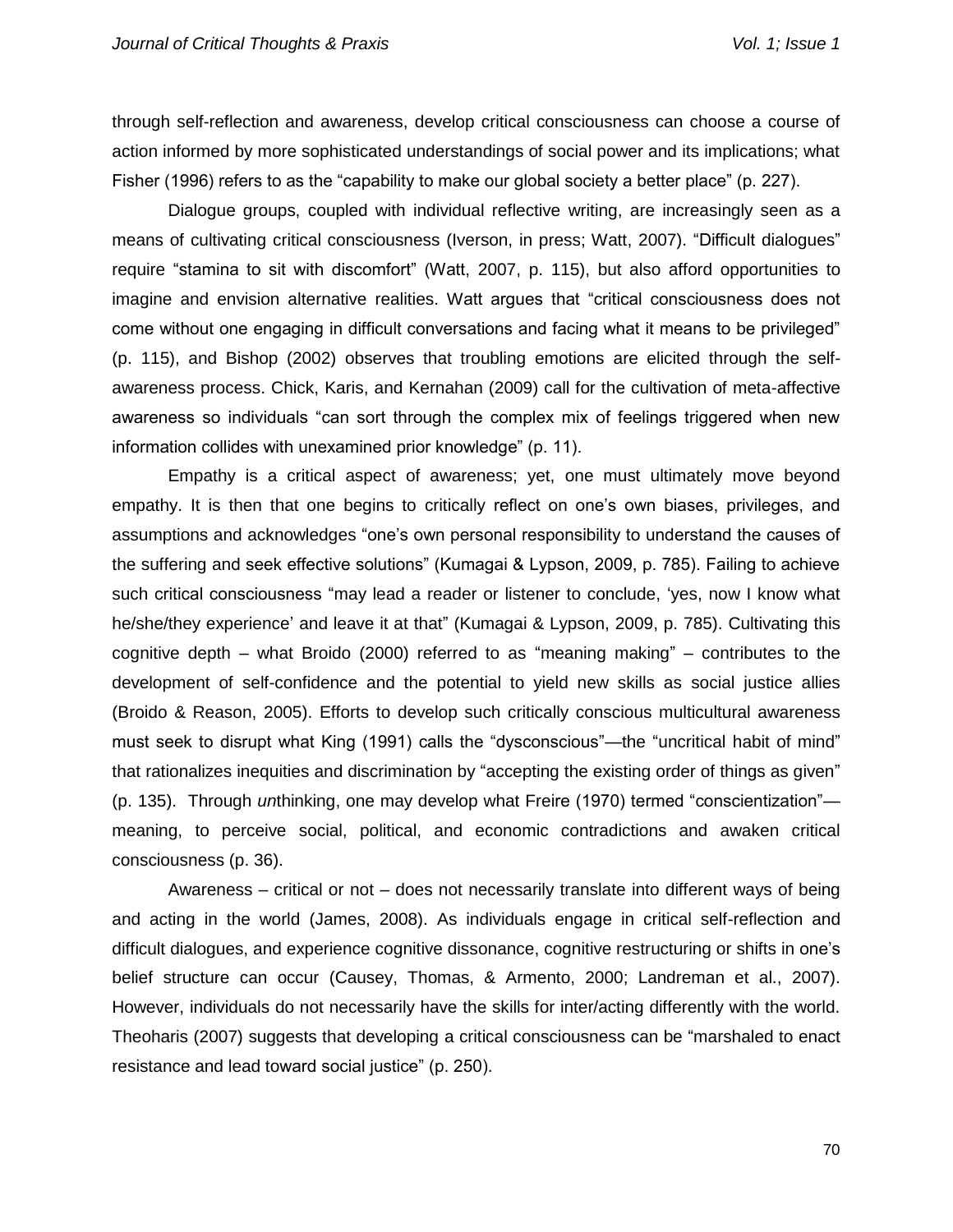through self-reflection and awareness, develop critical consciousness can choose a course of action informed by more sophisticated understandings of social power and its implications; what Fisher (1996) refers to as the "capability to make our global society a better place" (p. 227).

Dialogue groups, coupled with individual reflective writing, are increasingly seen as a means of cultivating critical consciousness (Iverson, in press; Watt, 2007). "Difficult dialogues" require "stamina to sit with discomfort" (Watt, 2007, p. 115), but also afford opportunities to imagine and envision alternative realities. Watt argues that "critical consciousness does not come without one engaging in difficult conversations and facing what it means to be privileged" (p. 115), and Bishop (2002) observes that troubling emotions are elicited through the self-awareness process. Chick, Karis, and Kernahan (2009) call for the cultivation of meta-affective awareness so individuals "can sort through the complex mix of feelings triggered when new information collides with unexamined prior knowledge" (p. 11).

Empathy is a critical aspect of awareness; yet, one must ultimately move beyond empathy. It is then that one begins to critically reflect on one's own biases, privileges, and assumptions and acknowledges "one's own personal responsibility to understand the causes of the suffering and seek effective solutions" (Kumagai & Lypson, 2009, p. 785). Failing to achieve such critical consciousness "may lead a reader or listener to conclude, 'yes, now I know what he/she/they experience' and leave it at that" (Kumagai & Lypson, 2009, p. 785). Cultivating this cognitive depth – what Broido (2000) referred to as "meaning making" – contributes to the development of self-confidence and the potential to yield new skills as social justice allies (Broido & Reason, 2005). Efforts to develop such critically conscious multicultural awareness must seek to disrupt what King (1991) calls the "dysconscious"—the "uncritical habit of mind" that rationalizes inequities and discrimination by "accepting the existing order of things as given" (p. 135). Through *un*thinking, one may develop what Freire (1970) termed "conscientization"—meaning, to perceive social, political, and economic contradictions and awaken critical consciousness (p. 36).

Awareness – critical or not – does not necessarily translate into different ways of being and acting in the world (James, 2008). As individuals engage in critical self-reflection and difficult dialogues, and experience cognitive dissonance, cognitive restructuring or shifts in one's belief structure can occur (Causey, Thomas, & Armento, 2000; Landreman et al., 2007). However, individuals do not necessarily have the skills for inter/acting differently with the world. Theoharis (2007) suggests that developing a critical consciousness can be "marshaled to enact resistance and lead toward social justice" (p. 250).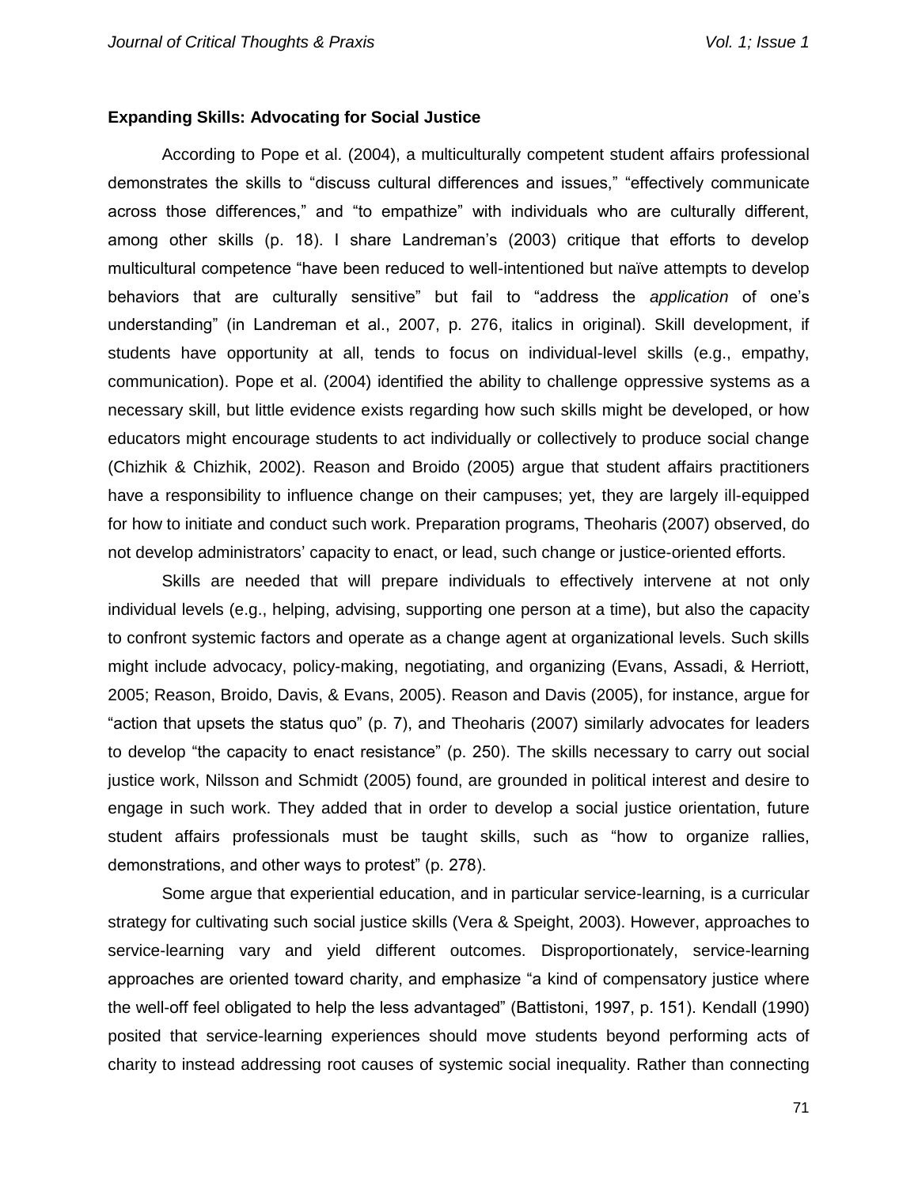### Expanding Skills: Advocating for Social Justice

According to Pope et al. (2004), a multiculturally competent student affairs professional demonstrates the skills to "discuss cultural differences and issues," "effectively communicate across those differences," and "to empathize" with individuals who are culturally different, among other skills (p. 18). I share Landreman's (2003) critique that efforts to develop multicultural competence "have been reduced to well-intentioned but naïve attempts to develop behaviors that are culturally sensitive" but fail to "address the *application* of one's understanding" (in Landreman et al., 2007, p. 276, italics in original). Skill development, if students have opportunity at all, tends to focus on individual-level skills (e.g., empathy, communication). Pope et al. (2004) identified the ability to challenge oppressive systems as a necessary skill, but little evidence exists regarding how such skills might be developed, or how educators might encourage students to act individually or collectively to produce social change (Chizhik & Chizhik, 2002). Reason and Broido (2005) argue that student affairs practitioners have a responsibility to influence change on their campuses; yet, they are largely ill-equipped for how to initiate and conduct such work. Preparation programs, Theoharis (2007) observed, do not develop administrators' capacity to enact, or lead, such change or justice-oriented efforts.

Skills are needed that will prepare individuals to effectively intervene at not only individual levels (e.g., helping, advising, supporting one person at a time), but also the capacity to confront systemic factors and operate as a change agent at organizational levels. Such skills might include advocacy, policy-making, negotiating, and organizing (Evans, Assadi, & Herriott, 2005; Reason, Broido, Davis, & Evans, 2005). Reason and Davis (2005), for instance, argue for "action that upsets the status quo" (p. 7), and Theoharis (2007) similarly advocates for leaders to develop "the capacity to enact resistance" (p. 250). The skills necessary to carry out social justice work, Nilsson and Schmidt (2005) found, are grounded in political interest and desire to engage in such work. They added that in order to develop a social justice orientation, future student affairs professionals must be taught skills, such as "how to organize rallies, demonstrations, and other ways to protest" (p. 278).

Some argue that experiential education, and in particular service-learning, is a curricular strategy for cultivating such social justice skills (Vera & Speight, 2003). However, approaches to service-learning vary and yield different outcomes. Disproportionately, service-learning approaches are oriented toward charity, and emphasize "a kind of compensatory justice where the well-off feel obligated to help the less advantaged" (Battistoni, 1997, p. 151). Kendall (1990) posited that service-learning experiences should move students beyond performing acts of charity to instead addressing root causes of systemic social inequality. Rather than connecting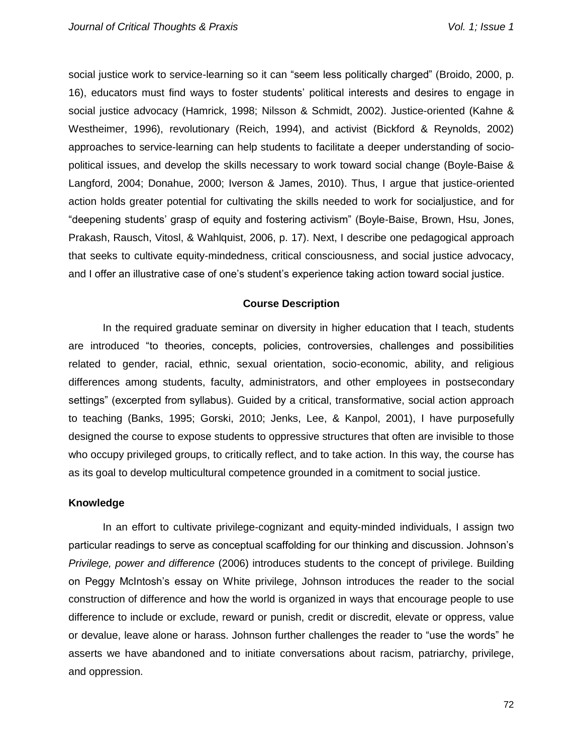social justice work to service-learning so it can "seem less politically charged" (Broido, 2000, p. 16), educators must find ways to foster students' political interests and desires to engage in social justice advocacy (Hamrick, 1998; Nilsson & Schmidt, 2002). Justice-oriented (Kahne & Westheimer, 1996), revolutionary (Reich, 1994), and activist (Bickford & Reynolds, 2002) approaches to service-learning can help students to facilitate a deeper understanding of socio-political issues, and develop the skills necessary to work toward social change (Boyle-Baise & Langford, 2004; Donahue, 2000; Iverson & James, 2010). Thus, I argue that justice-oriented action holds greater potential for cultivating the skills needed to work for socialjustice, and for "deepening students' grasp of equity and fostering activism" (Boyle-Baise, Brown, Hsu, Jones, Prakash, Rausch, Vitosl, & Wahlquist, 2006, p. 17). Next, I describe one pedagogical approach that seeks to cultivate equity-mindedness, critical consciousness, and social justice advocacy, and I offer an illustrative case of one's student's experience taking action toward social justice.

## Course Description

In the required graduate seminar on diversity in higher education that I teach, students are introduced "to theories, concepts, policies, controversies, challenges and possibilities related to gender, racial, ethnic, sexual orientation, socio-economic, ability, and religious differences among students, faculty, administrators, and other employees in postsecondary settings" (excerpted from syllabus). Guided by a critical, transformative, social action approach to teaching (Banks, 1995; Gorski, 2010; Jenks, Lee, & Kanpol, 2001), I have purposefully designed the course to expose students to oppressive structures that often are invisible to those who occupy privileged groups, to critically reflect, and to take action. In this way, the course has as its goal to develop multicultural competence grounded in a comitment to social justice.

### Knowledge

In an effort to cultivate privilege-cognizant and equity-minded individuals, I assign two particular readings to serve as conceptual scaffolding for our thinking and discussion. Johnson's *Privilege, power and difference* (2006) introduces students to the concept of privilege. Building on Peggy McIntosh's essay on White privilege, Johnson introduces the reader to the social construction of difference and how the world is organized in ways that encourage people to use difference to include or exclude, reward or punish, credit or discredit, elevate or oppress, value or devalue, leave alone or harass. Johnson further challenges the reader to "use the words" he asserts we have abandoned and to initiate conversations about racism, patriarchy, privilege, and oppression.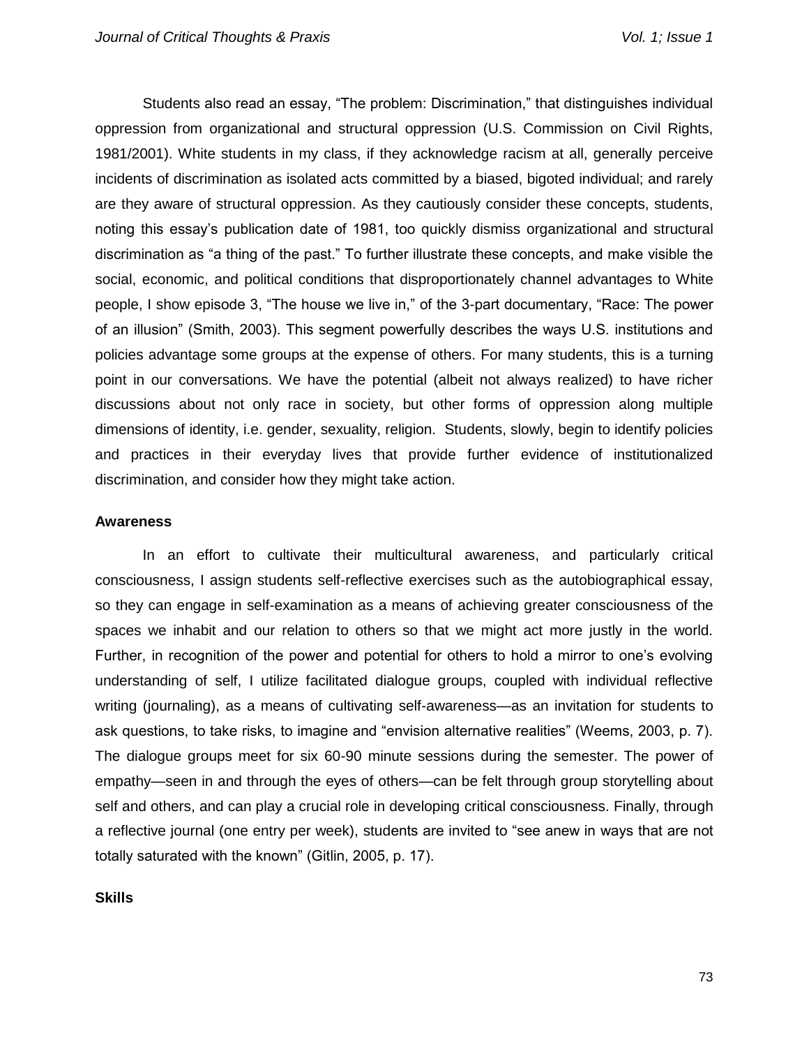Students also read an essay, “The problem: Discrimination,” that distinguishes individual oppression from organizational and structural oppression (U.S. Commission on Civil Rights, 1981/2001). White students in my class, if they acknowledge racism at all, generally perceive incidents of discrimination as isolated acts committed by a biased, bigoted individual; and rarely are they aware of structural oppression. As they cautiously consider these concepts, students, noting this essay’s publication date of 1981, too quickly dismiss organizational and structural discrimination as “a thing of the past.” To further illustrate these concepts, and make visible the social, economic, and political conditions that disproportionately channel advantages to White people, I show episode 3, “The house we live in,” of the 3-part documentary, “Race: The power of an illusion” (Smith, 2003). This segment powerfully describes the ways U.S. institutions and policies advantage some groups at the expense of others. For many students, this is a turning point in our conversations. We have the potential (albeit not always realized) to have richer discussions about not only race in society, but other forms of oppression along multiple dimensions of identity, i.e. gender, sexuality, religion. Students, slowly, begin to identify policies and practices in their everyday lives that provide further evidence of institutionalized discrimination, and consider how they might take action.

**Awareness**

In an effort to cultivate their multicultural awareness, and particularly critical consciousness, I assign students self-reflective exercises such as the autobiographical essay, so they can engage in self-examination as a means of achieving greater consciousness of the spaces we inhabit and our relation to others so that we might act more justly in the world. Further, in recognition of the power and potential for others to hold a mirror to one’s evolving understanding of self, I utilize facilitated dialogue groups, coupled with individual reflective writing (journaling), as a means of cultivating self-awareness—as an invitation for students to ask questions, to take risks, to imagine and “envision alternative realities” (Weems, 2003, p. 7). The dialogue groups meet for six 60-90 minute sessions during the semester. The power of empathy—seen in and through the eyes of others—can be felt through group storytelling about self and others, and can play a crucial role in developing critical consciousness. Finally, through a reflective journal (one entry per week), students are invited to “see anew in ways that are not totally saturated with the known” (Gitlin, 2005, p. 17).

**Skills**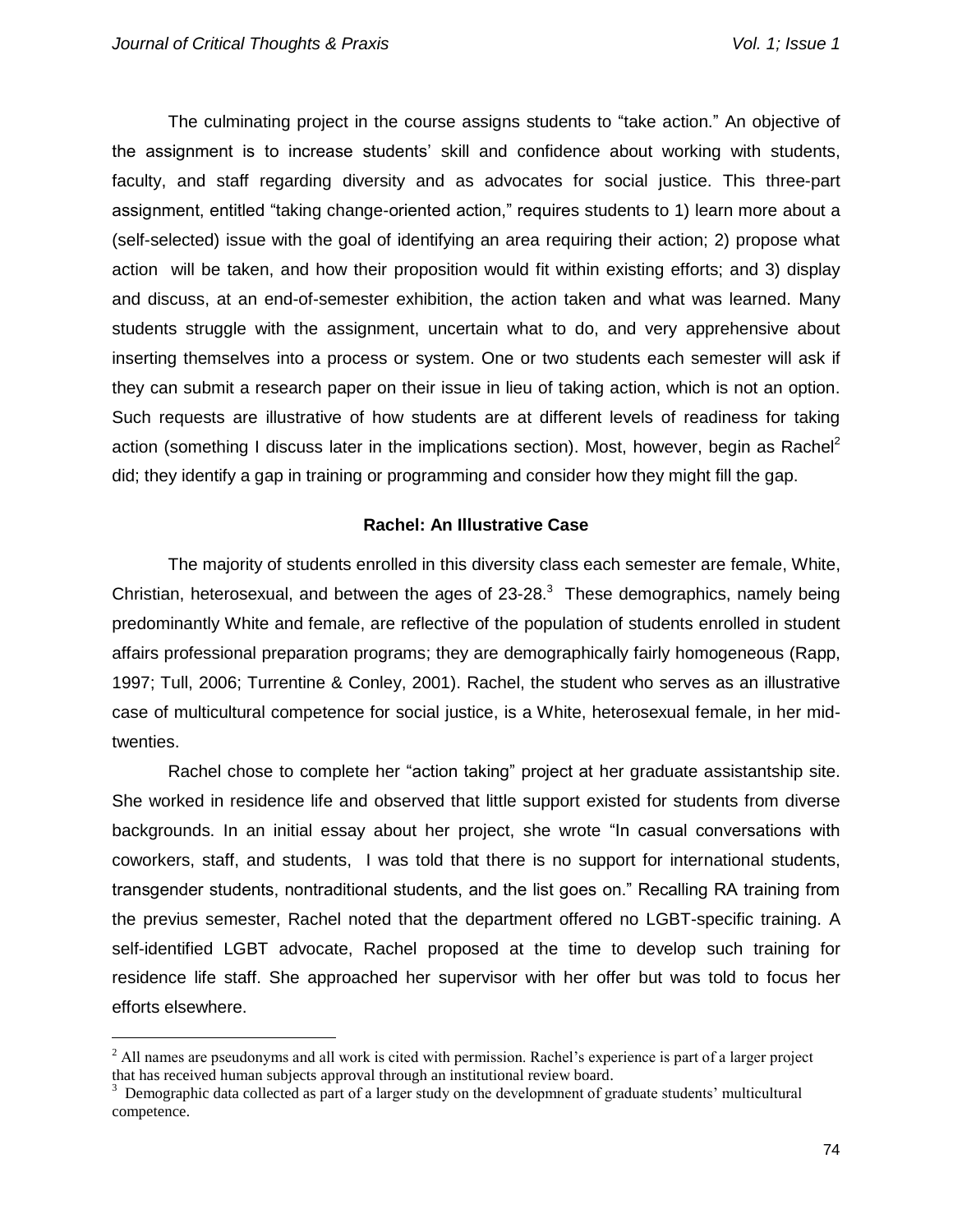The culminating project in the course assigns students to "take action." An objective of the assignment is to increase students' skill and confidence about working with students, faculty, and staff regarding diversity and as advocates for social justice. This three-part assignment, entitled "taking change-oriented action," requires students to 1) learn more about a (self-selected) issue with the goal of identifying an area requiring their action; 2) propose what action will be taken, and how their proposition would fit within existing efforts; and 3) display and discuss, at an end-of-semester exhibition, the action taken and what was learned. Many students struggle with the assignment, uncertain what to do, and very apprehensive about inserting themselves into a process or system. One or two students each semester will ask if they can submit a research paper on their issue in lieu of taking action, which is not an option. Such requests are illustrative of how students are at different levels of readiness for taking action (something I discuss later in the implications section). Most, however, begin as Rachel[2] did; they identify a gap in training or programming and consider how they might fill the gap.

## Rachel: An Illustrative Case

The majority of students enrolled in this diversity class each semester are female, White, Christian, heterosexual, and between the ages of 23-28.[3] These demographics, namely being predominantly White and female, are reflective of the population of students enrolled in student affairs professional preparation programs; they are demographically fairly homogeneous (Rapp, 1997; Tull, 2006; Turrentine & Conley, 2001). Rachel, the student who serves as an illustrative case of multicultural competence for social justice, is a White, heterosexual female, in her mid-twenties.

Rachel chose to complete her "action taking" project at her graduate assistantship site. She worked in residence life and observed that little support existed for students from diverse backgrounds. In an initial essay about her project, she wrote "In casual conversations with coworkers, staff, and students, I was told that there is no support for international students, transgender students, nontraditional students, and the list goes on." Recalling RA training from the previus semester, Rachel noted that the department offered no LGBT-specific training. A self-identified LGBT advocate, Rachel proposed at the time to develop such training for residence life staff. She approached her supervisor with her offer but was told to focus her efforts elsewhere.

---

[2] All names are pseudonyms and all work is cited with permission. Rachel's experience is part of a larger project that has received human subjects approval through an institutional review board.

[3] Demographic data collected as part of a larger study on the developmnent of graduate students' multicultural competence.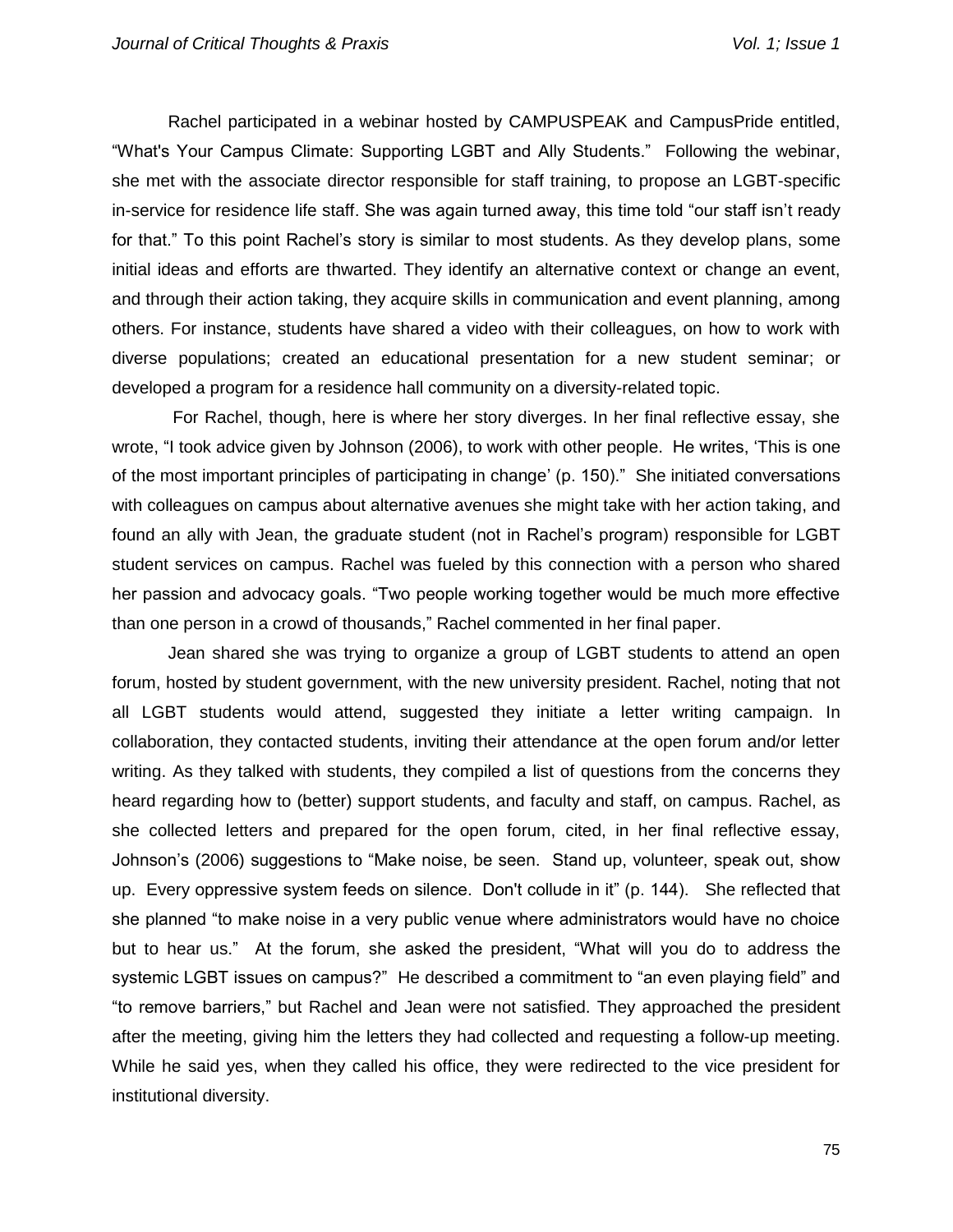Rachel participated in a webinar hosted by CAMPUSPEAK and CampusPride entitled, “What's Your Campus Climate: Supporting LGBT and Ally Students.” Following the webinar, she met with the associate director responsible for staff training, to propose an LGBT-specific in-service for residence life staff. She was again turned away, this time told “our staff isn’t ready for that.” To this point Rachel’s story is similar to most students. As they develop plans, some initial ideas and efforts are thwarted. They identify an alternative context or change an event, and through their action taking, they acquire skills in communication and event planning, among others. For instance, students have shared a video with their colleagues, on how to work with diverse populations; created an educational presentation for a new student seminar; or developed a program for a residence hall community on a diversity-related topic.

For Rachel, though, here is where her story diverges. In her final reflective essay, she wrote, “I took advice given by Johnson (2006), to work with other people. He writes, ‘This is one of the most important principles of participating in change’ (p. 150).” She initiated conversations with colleagues on campus about alternative avenues she might take with her action taking, and found an ally with Jean, the graduate student (not in Rachel’s program) responsible for LGBT student services on campus. Rachel was fueled by this connection with a person who shared her passion and advocacy goals. “Two people working together would be much more effective than one person in a crowd of thousands,” Rachel commented in her final paper.

Jean shared she was trying to organize a group of LGBT students to attend an open forum, hosted by student government, with the new university president. Rachel, noting that not all LGBT students would attend, suggested they initiate a letter writing campaign. In collaboration, they contacted students, inviting their attendance at the open forum and/or letter writing. As they talked with students, they compiled a list of questions from the concerns they heard regarding how to (better) support students, and faculty and staff, on campus. Rachel, as she collected letters and prepared for the open forum, cited, in her final reflective essay, Johnson’s (2006) suggestions to “Make noise, be seen. Stand up, volunteer, speak out, show up. Every oppressive system feeds on silence. Don't collude in it” (p. 144). She reflected that she planned “to make noise in a very public venue where administrators would have no choice but to hear us.” At the forum, she asked the president, “What will you do to address the systemic LGBT issues on campus?” He described a commitment to “an even playing field” and “to remove barriers,” but Rachel and Jean were not satisfied. They approached the president after the meeting, giving him the letters they had collected and requesting a follow-up meeting. While he said yes, when they called his office, they were redirected to the vice president for institutional diversity.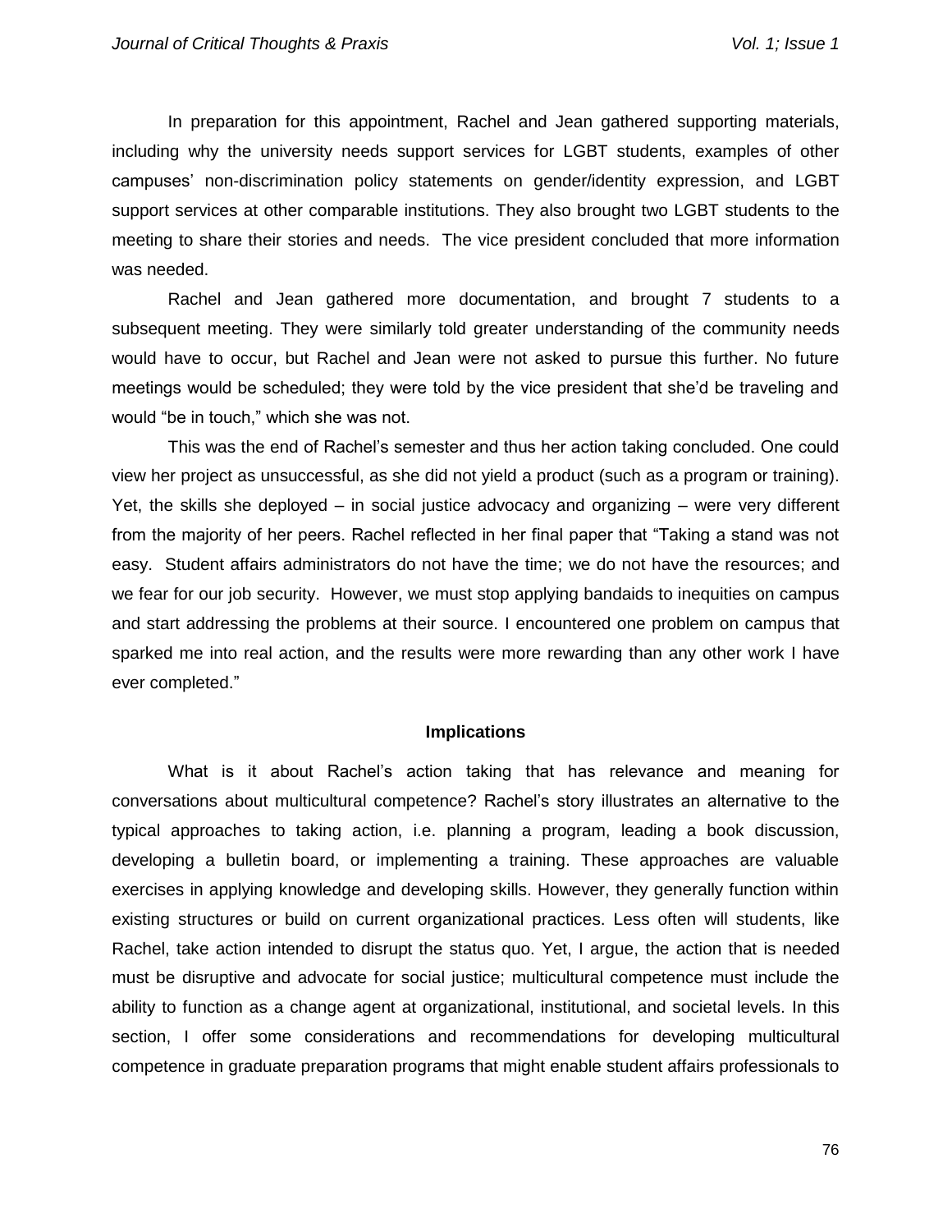In preparation for this appointment, Rachel and Jean gathered supporting materials, including why the university needs support services for LGBT students, examples of other campuses' non-discrimination policy statements on gender/identity expression, and LGBT support services at other comparable institutions. They also brought two LGBT students to the meeting to share their stories and needs. The vice president concluded that more information was needed.

Rachel and Jean gathered more documentation, and brought 7 students to a subsequent meeting. They were similarly told greater understanding of the community needs would have to occur, but Rachel and Jean were not asked to pursue this further. No future meetings would be scheduled; they were told by the vice president that she'd be traveling and would "be in touch," which she was not.

This was the end of Rachel's semester and thus her action taking concluded. One could view her project as unsuccessful, as she did not yield a product (such as a program or training). Yet, the skills she deployed – in social justice advocacy and organizing – were very different from the majority of her peers. Rachel reflected in her final paper that "Taking a stand was not easy. Student affairs administrators do not have the time; we do not have the resources; and we fear for our job security. However, we must stop applying bandaids to inequities on campus and start addressing the problems at their source. I encountered one problem on campus that sparked me into real action, and the results were more rewarding than any other work I have ever completed."

## Implications

What is it about Rachel's action taking that has relevance and meaning for conversations about multicultural competence? Rachel's story illustrates an alternative to the typical approaches to taking action, i.e. planning a program, leading a book discussion, developing a bulletin board, or implementing a training. These approaches are valuable exercises in applying knowledge and developing skills. However, they generally function within existing structures or build on current organizational practices. Less often will students, like Rachel, take action intended to disrupt the status quo. Yet, I argue, the action that is needed must be disruptive and advocate for social justice; multicultural competence must include the ability to function as a change agent at organizational, institutional, and societal levels. In this section, I offer some considerations and recommendations for developing multicultural competence in graduate preparation programs that might enable student affairs professionals to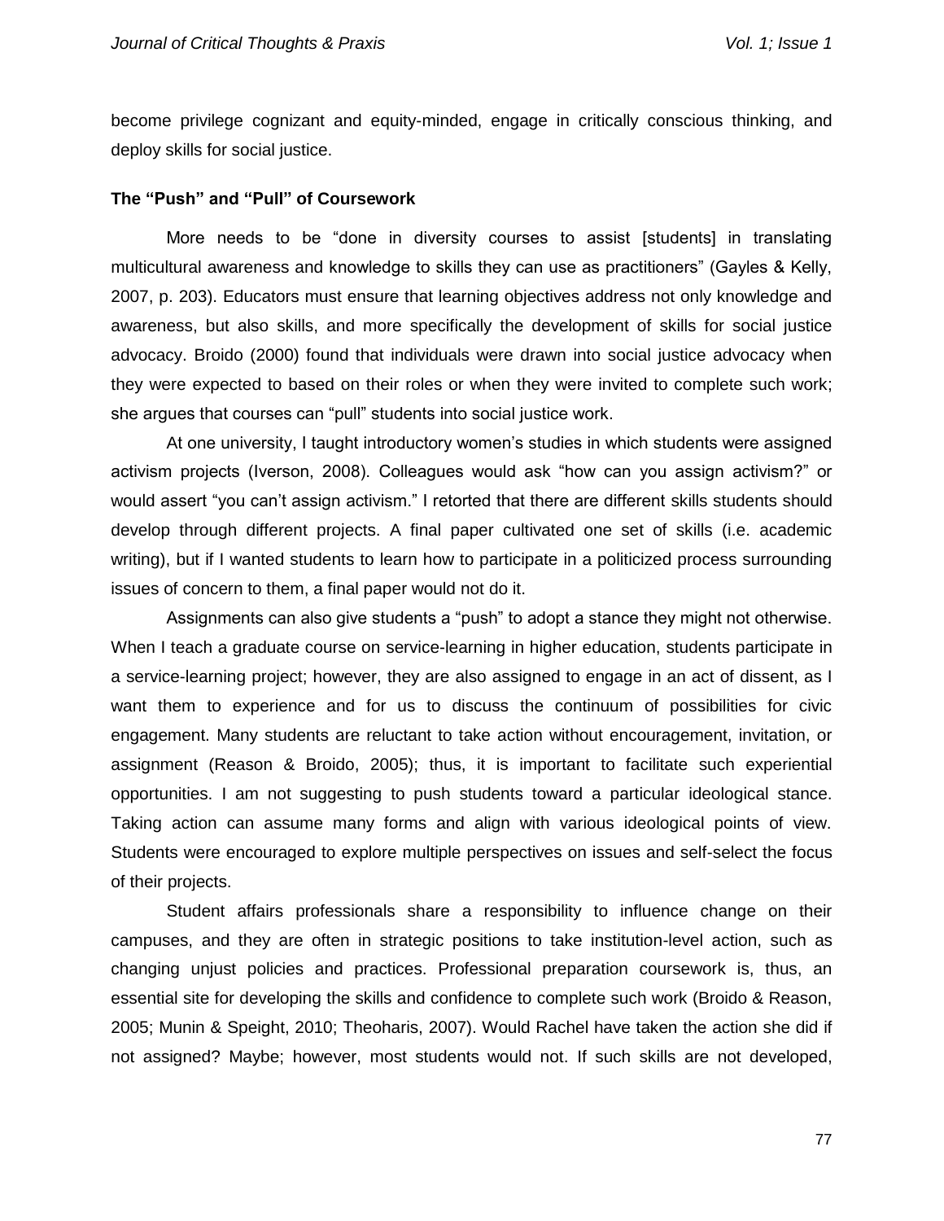become privilege cognizant and equity-minded, engage in critically conscious thinking, and deploy skills for social justice.

### The "Push" and "Pull" of Coursework

More needs to be "done in diversity courses to assist [students] in translating multicultural awareness and knowledge to skills they can use as practitioners" (Gayles & Kelly, 2007, p. 203). Educators must ensure that learning objectives address not only knowledge and awareness, but also skills, and more specifically the development of skills for social justice advocacy. Broido (2000) found that individuals were drawn into social justice advocacy when they were expected to based on their roles or when they were invited to complete such work; she argues that courses can "pull" students into social justice work.

At one university, I taught introductory women's studies in which students were assigned activism projects (Iverson, 2008). Colleagues would ask "how can you assign activism?" or would assert "you can't assign activism." I retorted that there are different skills students should develop through different projects. A final paper cultivated one set of skills (i.e. academic writing), but if I wanted students to learn how to participate in a politicized process surrounding issues of concern to them, a final paper would not do it.

Assignments can also give students a "push" to adopt a stance they might not otherwise. When I teach a graduate course on service-learning in higher education, students participate in a service-learning project; however, they are also assigned to engage in an act of dissent, as I want them to experience and for us to discuss the continuum of possibilities for civic engagement. Many students are reluctant to take action without encouragement, invitation, or assignment (Reason & Broido, 2005); thus, it is important to facilitate such experiential opportunities. I am not suggesting to push students toward a particular ideological stance. Taking action can assume many forms and align with various ideological points of view. Students were encouraged to explore multiple perspectives on issues and self-select the focus of their projects.

Student affairs professionals share a responsibility to influence change on their campuses, and they are often in strategic positions to take institution-level action, such as changing unjust policies and practices. Professional preparation coursework is, thus, an essential site for developing the skills and confidence to complete such work (Broido & Reason, 2005; Munin & Speight, 2010; Theoharis, 2007). Would Rachel have taken the action she did if not assigned? Maybe; however, most students would not. If such skills are not developed,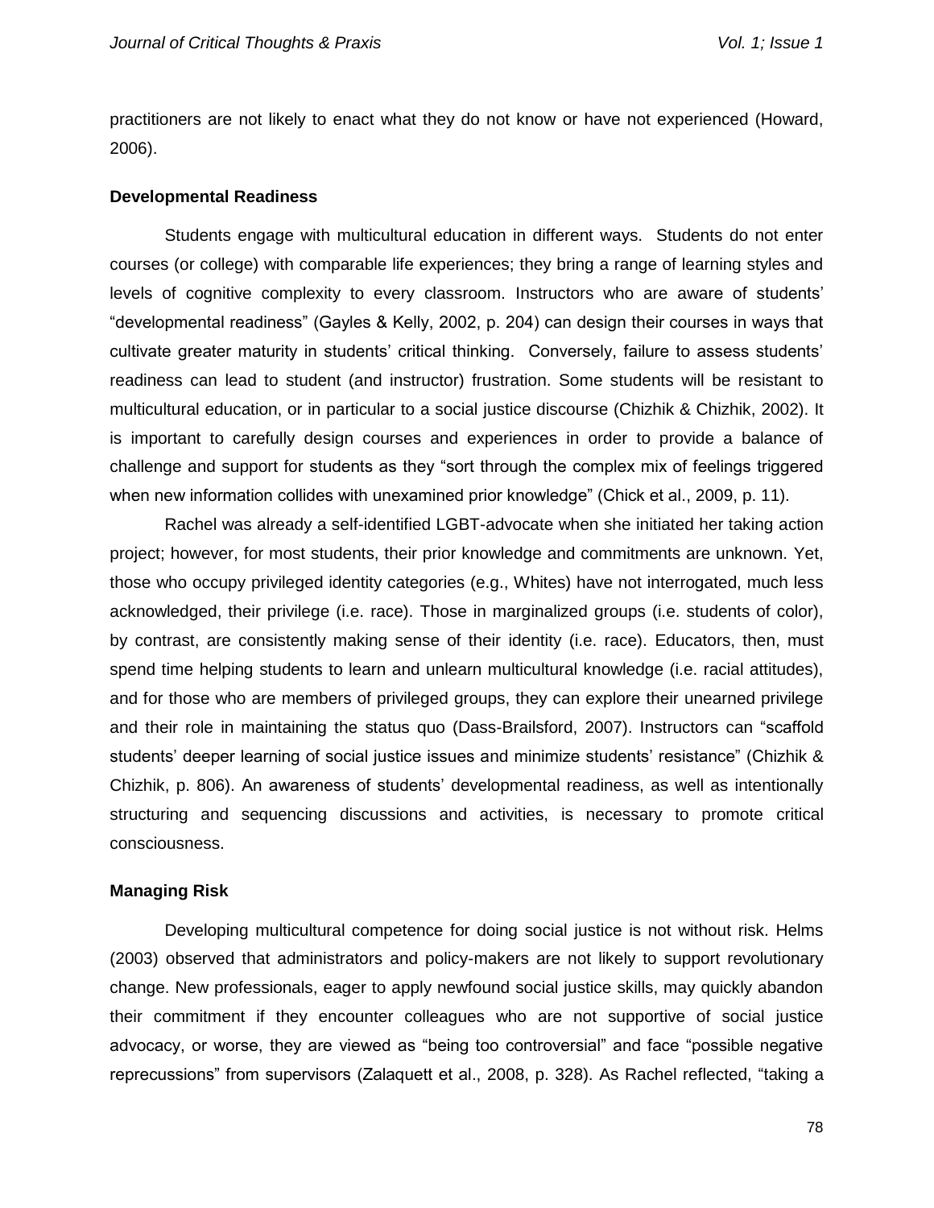practitioners are not likely to enact what they do not know or have not experienced (Howard, 2006).

**Developmental Readiness**

Students engage with multicultural education in different ways. Students do not enter courses (or college) with comparable life experiences; they bring a range of learning styles and levels of cognitive complexity to every classroom. Instructors who are aware of students' "developmental readiness" (Gayles & Kelly, 2002, p. 204) can design their courses in ways that cultivate greater maturity in students' critical thinking. Conversely, failure to assess students' readiness can lead to student (and instructor) frustration. Some students will be resistant to multicultural education, or in particular to a social justice discourse (Chizhik & Chizhik, 2002). It is important to carefully design courses and experiences in order to provide a balance of challenge and support for students as they "sort through the complex mix of feelings triggered when new information collides with unexamined prior knowledge" (Chick et al., 2009, p. 11).

Rachel was already a self-identified LGBT-advocate when she initiated her taking action project; however, for most students, their prior knowledge and commitments are unknown. Yet, those who occupy privileged identity categories (e.g., Whites) have not interrogated, much less acknowledged, their privilege (i.e. race). Those in marginalized groups (i.e. students of color), by contrast, are consistently making sense of their identity (i.e. race). Educators, then, must spend time helping students to learn and unlearn multicultural knowledge (i.e. racial attitudes), and for those who are members of privileged groups, they can explore their unearned privilege and their role in maintaining the status quo (Dass-Brailsford, 2007). Instructors can "scaffold students' deeper learning of social justice issues and minimize students' resistance" (Chizhik & Chizhik, p. 806). An awareness of students' developmental readiness, as well as intentionally structuring and sequencing discussions and activities, is necessary to promote critical consciousness.

**Managing Risk**

Developing multicultural competence for doing social justice is not without risk. Helms (2003) observed that administrators and policy-makers are not likely to support revolutionary change. New professionals, eager to apply newfound social justice skills, may quickly abandon their commitment if they encounter colleagues who are not supportive of social justice advocacy, or worse, they are viewed as "being too controversial" and face "possible negative reprecussions" from supervisors (Zalaquett et al., 2008, p. 328). As Rachel reflected, "taking a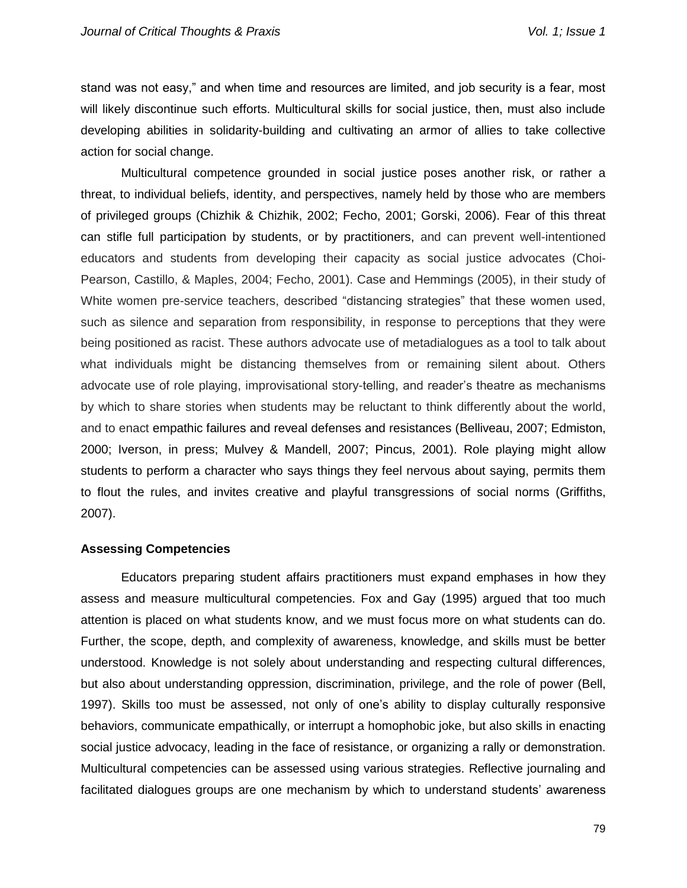stand was not easy," and when time and resources are limited, and job security is a fear, most will likely discontinue such efforts. Multicultural skills for social justice, then, must also include developing abilities in solidarity-building and cultivating an armor of allies to take collective action for social change.

Multicultural competence grounded in social justice poses another risk, or rather a threat, to individual beliefs, identity, and perspectives, namely held by those who are members of privileged groups (Chizhik & Chizhik, 2002; Fecho, 2001; Gorski, 2006). Fear of this threat can stifle full participation by students, or by practitioners, and can prevent well-intentioned educators and students from developing their capacity as social justice advocates (Choi-Pearson, Castillo, & Maples, 2004; Fecho, 2001). Case and Hemmings (2005), in their study of White women pre-service teachers, described "distancing strategies" that these women used, such as silence and separation from responsibility, in response to perceptions that they were being positioned as racist. These authors advocate use of metadialogues as a tool to talk about what individuals might be distancing themselves from or remaining silent about. Others advocate use of role playing, improvisational story-telling, and reader's theatre as mechanisms by which to share stories when students may be reluctant to think differently about the world, and to enact empathic failures and reveal defenses and resistances (Belliveau, 2007; Edmiston, 2000; Iverson, in press; Mulvey & Mandell, 2007; Pincus, 2001). Role playing might allow students to perform a character who says things they feel nervous about saying, permits them to flout the rules, and invites creative and playful transgressions of social norms (Griffiths, 2007).

### Assessing Competencies

Educators preparing student affairs practitioners must expand emphases in how they assess and measure multicultural competencies. Fox and Gay (1995) argued that too much attention is placed on what students know, and we must focus more on what students can do. Further, the scope, depth, and complexity of awareness, knowledge, and skills must be better understood. Knowledge is not solely about understanding and respecting cultural differences, but also about understanding oppression, discrimination, privilege, and the role of power (Bell, 1997). Skills too must be assessed, not only of one's ability to display culturally responsive behaviors, communicate empathically, or interrupt a homophobic joke, but also skills in enacting social justice advocacy, leading in the face of resistance, or organizing a rally or demonstration. Multicultural competencies can be assessed using various strategies. Reflective journaling and facilitated dialogues groups are one mechanism by which to understand students' awareness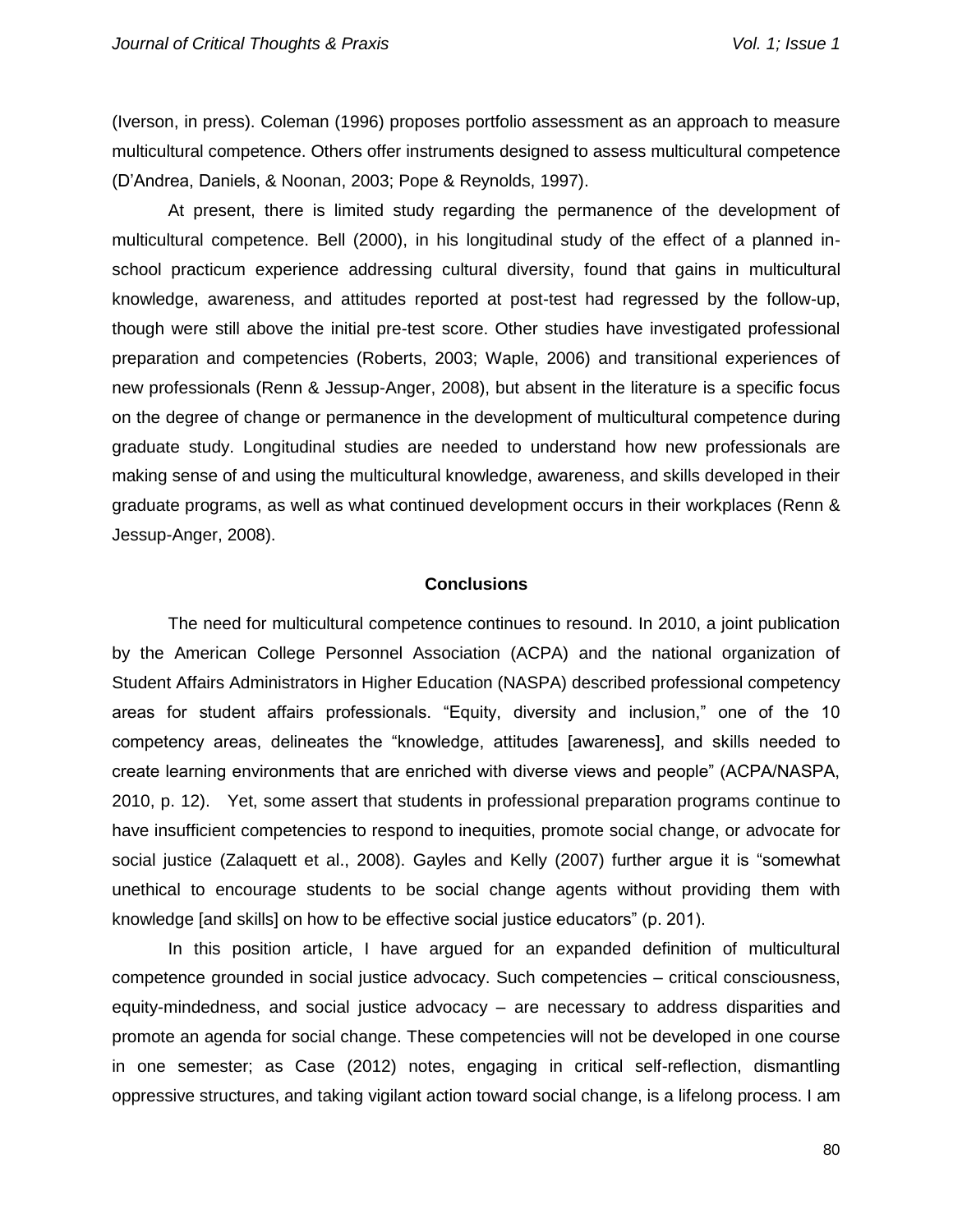(Iverson, in press). Coleman (1996) proposes portfolio assessment as an approach to measure multicultural competence. Others offer instruments designed to assess multicultural competence (D'Andrea, Daniels, & Noonan, 2003; Pope & Reynolds, 1997).

At present, there is limited study regarding the permanence of the development of multicultural competence. Bell (2000), in his longitudinal study of the effect of a planned in-school practicum experience addressing cultural diversity, found that gains in multicultural knowledge, awareness, and attitudes reported at post-test had regressed by the follow-up, though were still above the initial pre-test score. Other studies have investigated professional preparation and competencies (Roberts, 2003; Waple, 2006) and transitional experiences of new professionals (Renn & Jessup-Anger, 2008), but absent in the literature is a specific focus on the degree of change or permanence in the development of multicultural competence during graduate study. Longitudinal studies are needed to understand how new professionals are making sense of and using the multicultural knowledge, awareness, and skills developed in their graduate programs, as well as what continued development occurs in their workplaces (Renn & Jessup-Anger, 2008).

## Conclusions

The need for multicultural competence continues to resound. In 2010, a joint publication by the American College Personnel Association (ACPA) and the national organization of Student Affairs Administrators in Higher Education (NASPA) described professional competency areas for student affairs professionals. "Equity, diversity and inclusion," one of the 10 competency areas, delineates the "knowledge, attitudes [awareness], and skills needed to create learning environments that are enriched with diverse views and people" (ACPA/NASPA, 2010, p. 12). Yet, some assert that students in professional preparation programs continue to have insufficient competencies to respond to inequities, promote social change, or advocate for social justice (Zalaquett et al., 2008). Gayles and Kelly (2007) further argue it is "somewhat unethical to encourage students to be social change agents without providing them with knowledge [and skills] on how to be effective social justice educators" (p. 201).

In this position article, I have argued for an expanded definition of multicultural competence grounded in social justice advocacy. Such competencies – critical consciousness, equity-mindedness, and social justice advocacy – are necessary to address disparities and promote an agenda for social change. These competencies will not be developed in one course in one semester; as Case (2012) notes, engaging in critical self-reflection, dismantling oppressive structures, and taking vigilant action toward social change, is a lifelong process. I am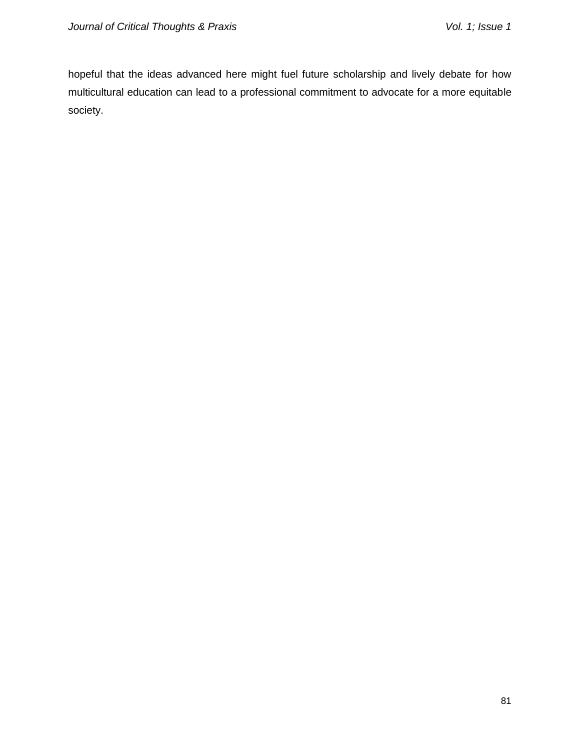hopeful that the ideas advanced here might fuel future scholarship and lively debate for how multicultural education can lead to a professional commitment to advocate for a more equitable society.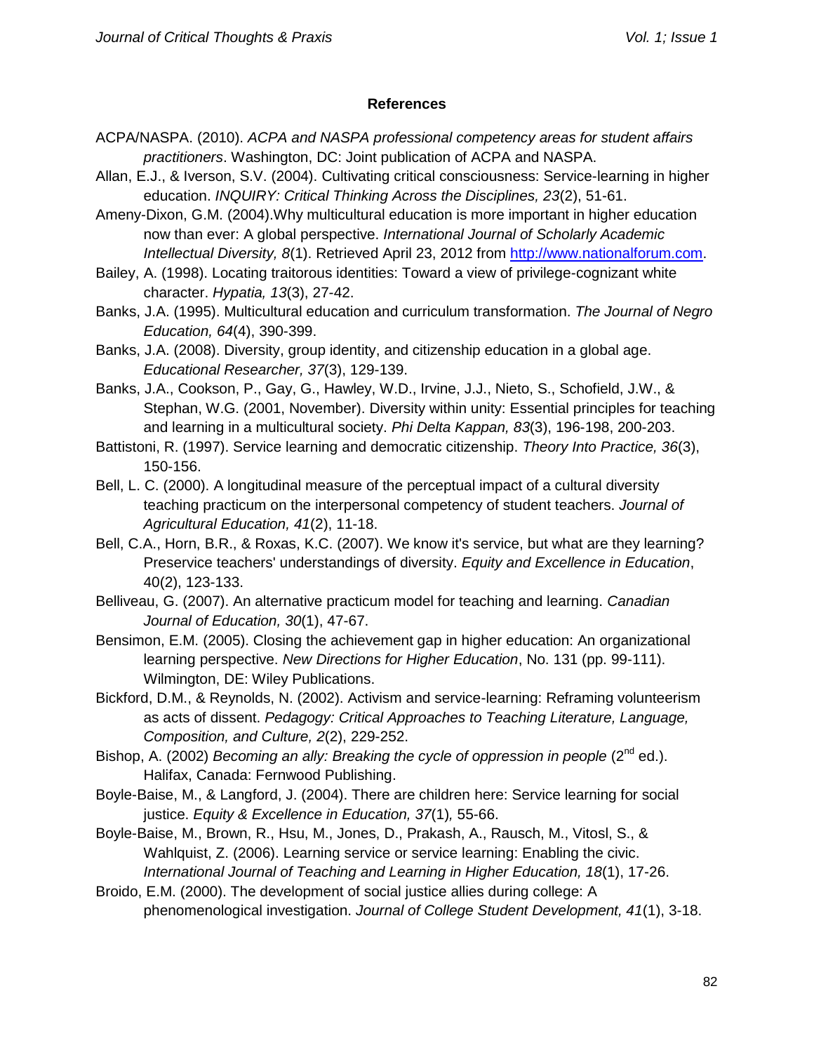## References

ACPA/NASPA. (2010). *ACPA and NASPA professional competency areas for student affairs practitioners*. Washington, DC: Joint publication of ACPA and NASPA.

Allan, E.J., & Iverson, S.V. (2004). Cultivating critical consciousness: Service-learning in higher education. *INQUIRY: Critical Thinking Across the Disciplines, 23*(2), 51-61.

Ameny-Dixon, G.M. (2004).Why multicultural education is more important in higher education now than ever: A global perspective. *International Journal of Scholarly Academic Intellectual Diversity, 8*(1). Retrieved April 23, 2012 from http://www.nationalforum.com.

Bailey, A. (1998). Locating traitorous identities: Toward a view of privilege-cognizant white character. *Hypatia, 13*(3), 27-42.

Banks, J.A. (1995). Multicultural education and curriculum transformation. *The Journal of Negro Education, 64*(4), 390-399.

Banks, J.A. (2008). Diversity, group identity, and citizenship education in a global age. *Educational Researcher, 37*(3), 129-139.

Banks, J.A., Cookson, P., Gay, G., Hawley, W.D., Irvine, J.J., Nieto, S., Schofield, J.W., & Stephan, W.G. (2001, November). Diversity within unity: Essential principles for teaching and learning in a multicultural society. *Phi Delta Kappan, 83*(3), 196-198, 200-203.

Battistoni, R. (1997). Service learning and democratic citizenship. *Theory Into Practice, 36*(3), 150-156.

Bell, L. C. (2000). A longitudinal measure of the perceptual impact of a cultural diversity teaching practicum on the interpersonal competency of student teachers. *Journal of Agricultural Education, 41*(2), 11-18.

Bell, C.A., Horn, B.R., & Roxas, K.C. (2007). We know it's service, but what are they learning? Preservice teachers' understandings of diversity. *Equity and Excellence in Education*, 40(2), 123-133.

Belliveau, G. (2007). An alternative practicum model for teaching and learning. *Canadian Journal of Education, 30*(1), 47-67.

Bensimon, E.M. (2005). Closing the achievement gap in higher education: An organizational learning perspective. *New Directions for Higher Education*, No. 131 (pp. 99-111). Wilmington, DE: Wiley Publications.

Bickford, D.M., & Reynolds, N. (2002). Activism and service-learning: Reframing volunteerism as acts of dissent. *Pedagogy: Critical Approaches to Teaching Literature, Language, Composition, and Culture, 2*(2), 229-252.

Bishop, A. (2002) *Becoming an ally: Breaking the cycle of oppression in people* (2nd ed.). Halifax, Canada: Fernwood Publishing.

Boyle-Baise, M., & Langford, J. (2004). There are children here: Service learning for social justice. *Equity & Excellence in Education, 37*(1), 55-66.

Boyle-Baise, M., Brown, R., Hsu, M., Jones, D., Prakash, A., Rausch, M., Vitosl, S., & Wahlquist, Z. (2006). Learning service or service learning: Enabling the civic. *International Journal of Teaching and Learning in Higher Education, 18*(1), 17-26.

Broido, E.M. (2000). The development of social justice allies during college: A phenomenological investigation. *Journal of College Student Development, 41*(1), 3-18.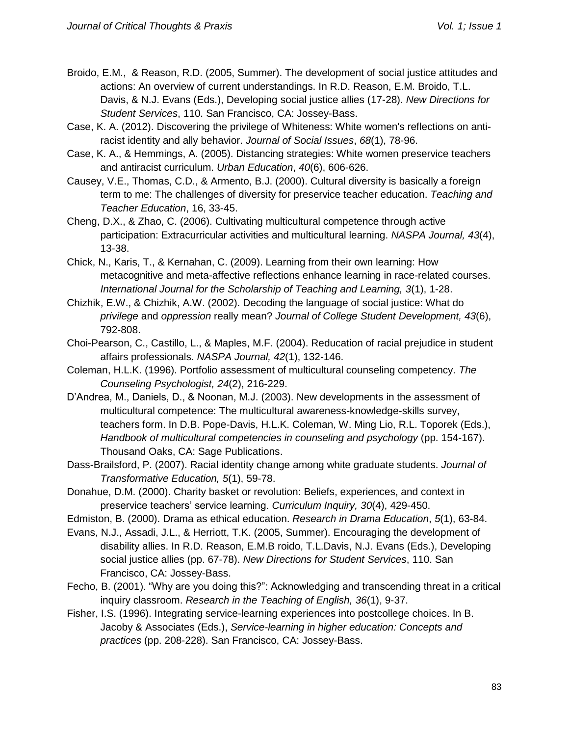Broido, E.M., & Reason, R.D. (2005, Summer). The development of social justice attitudes and actions: An overview of current understandings. In R.D. Reason, E.M. Broido, T.L. Davis, & N.J. Evans (Eds.), Developing social justice allies (17-28). *New Directions for Student Services*, 110. San Francisco, CA: Jossey-Bass.

Case, K. A. (2012). Discovering the privilege of Whiteness: White women's reflections on anti-racist identity and ally behavior. *Journal of Social Issues*, *68*(1), 78-96.

Case, K. A., & Hemmings, A. (2005). Distancing strategies: White women preservice teachers and antiracist curriculum. *Urban Education*, *40*(6), 606-626.

Causey, V.E., Thomas, C.D., & Armento, B.J. (2000). Cultural diversity is basically a foreign term to me: The challenges of diversity for preservice teacher education. *Teaching and Teacher Education*, 16, 33-45.

Cheng, D.X., & Zhao, C. (2006). Cultivating multicultural competence through active participation: Extracurricular activities and multicultural learning. *NASPA Journal, 43*(4), 13-38.

Chick, N., Karis, T., & Kernahan, C. (2009). Learning from their own learning: How metacognitive and meta-affective reflections enhance learning in race-related courses. *International Journal for the Scholarship of Teaching and Learning, 3*(1), 1-28.

Chizhik, E.W., & Chizhik, A.W. (2002). Decoding the language of social justice: What do *privilege* and *oppression* really mean? *Journal of College Student Development, 43*(6), 792-808.

Choi-Pearson, C., Castillo, L., & Maples, M.F. (2004). Reducation of racial prejudice in student affairs professionals. *NASPA Journal, 42*(1), 132-146.

Coleman, H.L.K. (1996). Portfolio assessment of multicultural counseling competency. *The Counseling Psychologist, 24*(2), 216-229.

D'Andrea, M., Daniels, D., & Noonan, M.J. (2003). New developments in the assessment of multicultural competence: The multicultural awareness-knowledge-skills survey, teachers form. In D.B. Pope-Davis, H.L.K. Coleman, W. Ming Lio, R.L. Toporek (Eds.), *Handbook of multicultural competencies in counseling and psychology* (pp. 154-167). Thousand Oaks, CA: Sage Publications.

Dass-Brailsford, P. (2007). Racial identity change among white graduate students. *Journal of Transformative Education, 5*(1), 59-78.

Donahue, D.M. (2000). Charity basket or revolution: Beliefs, experiences, and context in preservice teachers' service learning. *Curriculum Inquiry, 30*(4), 429-450.

Edmiston, B. (2000). Drama as ethical education. *Research in Drama Education*, *5*(1), 63-84.

Evans, N.J., Assadi, J.L., & Herriott, T.K. (2005, Summer). Encouraging the development of disability allies. In R.D. Reason, E.M.B roido, T.L.Davis, N.J. Evans (Eds.), Developing social justice allies (pp. 67-78). *New Directions for Student Services*, 110. San Francisco, CA: Jossey-Bass.

Fecho, B. (2001). "Why are you doing this?": Acknowledging and transcending threat in a critical inquiry classroom. *Research in the Teaching of English, 36*(1), 9-37.

Fisher, I.S. (1996). Integrating service-learning experiences into postcollege choices. In B. Jacoby & Associates (Eds.), *Service-learning in higher education: Concepts and practices* (pp. 208-228). San Francisco, CA: Jossey-Bass.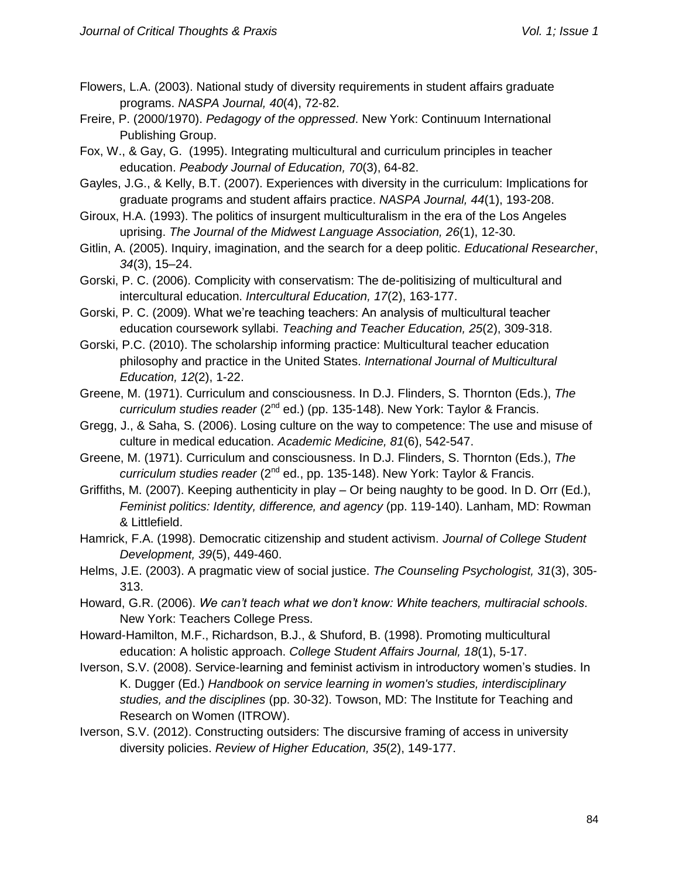Flowers, L.A. (2003). National study of diversity requirements in student affairs graduate programs. *NASPA Journal, 40*(4), 72-82.

Freire, P. (2000/1970). *Pedagogy of the oppressed*. New York: Continuum International Publishing Group.

Fox, W., & Gay, G. (1995). Integrating multicultural and curriculum principles in teacher education. *Peabody Journal of Education, 70*(3), 64-82.

Gayles, J.G., & Kelly, B.T. (2007). Experiences with diversity in the curriculum: Implications for graduate programs and student affairs practice. *NASPA Journal, 44*(1), 193-208.

Giroux, H.A. (1993). The politics of insurgent multiculturalism in the era of the Los Angeles uprising. *The Journal of the Midwest Language Association, 26*(1), 12-30.

Gitlin, A. (2005). Inquiry, imagination, and the search for a deep politic. *Educational Researcher*, *34*(3), 15–24.

Gorski, P. C. (2006). Complicity with conservatism: The de-politisizing of multicultural and intercultural education. *Intercultural Education, 17*(2), 163-177.

Gorski, P. C. (2009). What we're teaching teachers: An analysis of multicultural teacher education coursework syllabi. *Teaching and Teacher Education, 25*(2), 309-318.

Gorski, P.C. (2010). The scholarship informing practice: Multicultural teacher education philosophy and practice in the United States. *International Journal of Multicultural Education, 12*(2), 1-22.

Greene, M. (1971). Curriculum and consciousness. In D.J. Flinders, S. Thornton (Eds.), *The curriculum studies reader* (2nd ed.) (pp. 135-148). New York: Taylor & Francis.

Gregg, J., & Saha, S. (2006). Losing culture on the way to competence: The use and misuse of culture in medical education. *Academic Medicine, 81*(6), 542-547.

Greene, M. (1971). Curriculum and consciousness. In D.J. Flinders, S. Thornton (Eds.), *The curriculum studies reader* (2nd ed., pp. 135-148). New York: Taylor & Francis.

Griffiths, M. (2007). Keeping authenticity in play – Or being naughty to be good. In D. Orr (Ed.), *Feminist politics: Identity, difference, and agency* (pp. 119-140). Lanham, MD: Rowman & Littlefield.

Hamrick, F.A. (1998). Democratic citizenship and student activism. *Journal of College Student Development, 39*(5), 449-460.

Helms, J.E. (2003). A pragmatic view of social justice. *The Counseling Psychologist, 31*(3), 305-313.

Howard, G.R. (2006). *We can't teach what we don't know: White teachers, multiracial schools*. New York: Teachers College Press.

Howard-Hamilton, M.F., Richardson, B.J., & Shuford, B. (1998). Promoting multicultural education: A holistic approach. *College Student Affairs Journal, 18*(1), 5-17.

Iverson, S.V. (2008). Service-learning and feminist activism in introductory women's studies. In K. Dugger (Ed.) *Handbook on service learning in women's studies, interdisciplinary studies, and the disciplines* (pp. 30-32). Towson, MD: The Institute for Teaching and Research on Women (ITROW).

Iverson, S.V. (2012). Constructing outsiders: The discursive framing of access in university diversity policies. *Review of Higher Education, 35*(2), 149-177.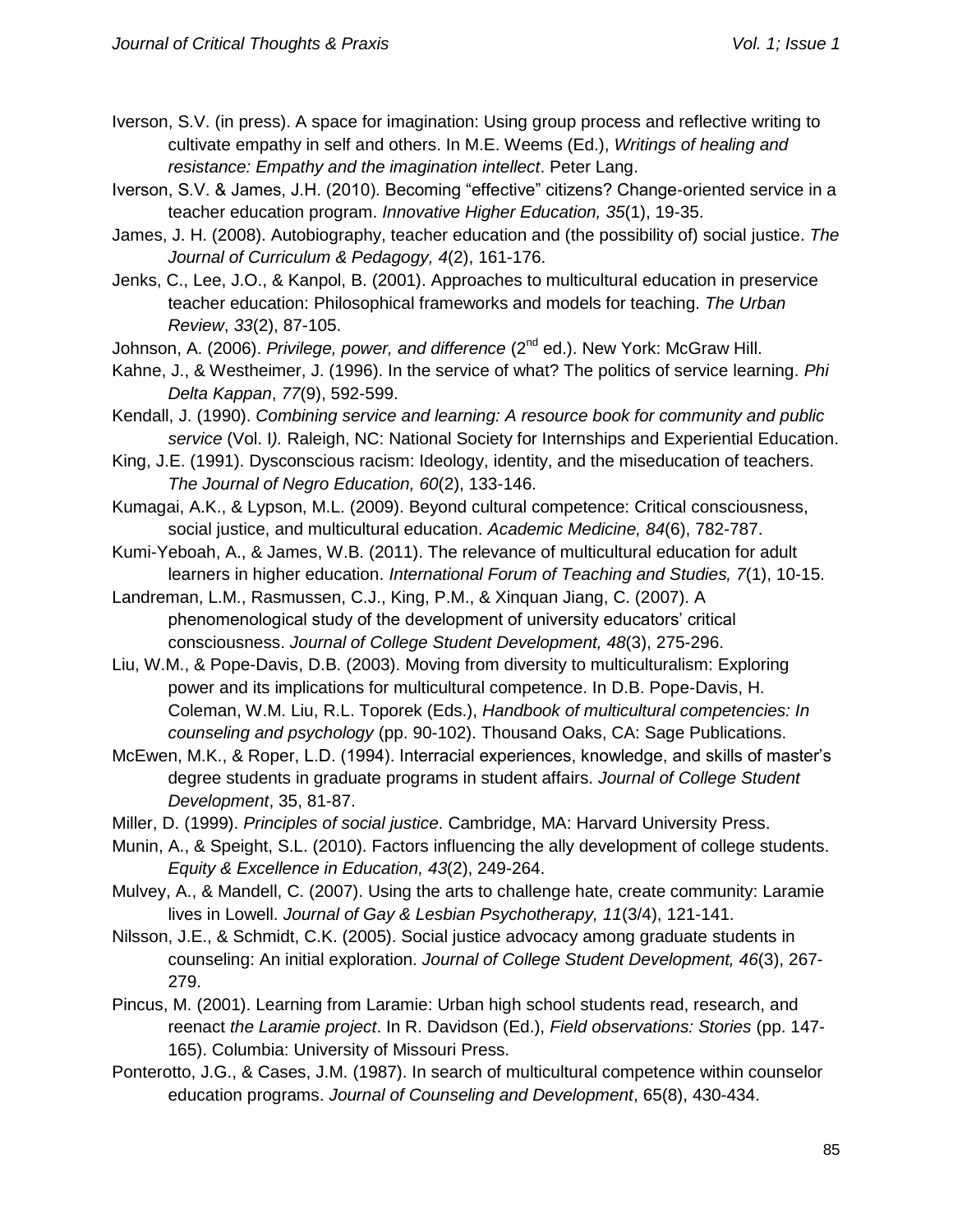Iverson, S.V. (in press). A space for imagination: Using group process and reflective writing to cultivate empathy in self and others. In M.E. Weems (Ed.), *Writings of healing and resistance: Empathy and the imagination intellect*. Peter Lang.

Iverson, S.V. & James, J.H. (2010). Becoming "effective" citizens? Change-oriented service in a teacher education program. *Innovative Higher Education, 35*(1), 19-35.

James, J. H. (2008). Autobiography, teacher education and (the possibility of) social justice. *The Journal of Curriculum & Pedagogy, 4*(2), 161-176.

Jenks, C., Lee, J.O., & Kanpol, B. (2001). Approaches to multicultural education in preservice teacher education: Philosophical frameworks and models for teaching. *The Urban Review*, *33*(2), 87-105.

Johnson, A. (2006). *Privilege, power, and difference* (2nd ed.). New York: McGraw Hill.

Kahne, J., & Westheimer, J. (1996). In the service of what? The politics of service learning. *Phi Delta Kappan*, *77*(9), 592-599.

Kendall, J. (1990). *Combining service and learning: A resource book for community and public service* (Vol. I*).* Raleigh, NC: National Society for Internships and Experiential Education.

King, J.E. (1991). Dysconscious racism: Ideology, identity, and the miseducation of teachers. *The Journal of Negro Education, 60*(2), 133-146.

Kumagai, A.K., & Lypson, M.L. (2009). Beyond cultural competence: Critical consciousness, social justice, and multicultural education. *Academic Medicine, 84*(6), 782-787.

Kumi-Yeboah, A., & James, W.B. (2011). The relevance of multicultural education for adult learners in higher education. *International Forum of Teaching and Studies, 7*(1), 10-15.

Landreman, L.M., Rasmussen, C.J., King, P.M., & Xinquan Jiang, C. (2007). A phenomenological study of the development of university educators' critical consciousness. *Journal of College Student Development, 48*(3), 275-296.

Liu, W.M., & Pope-Davis, D.B. (2003). Moving from diversity to multiculturalism: Exploring power and its implications for multicultural competence. In D.B. Pope-Davis, H. Coleman, W.M. Liu, R.L. Toporek (Eds.), *Handbook of multicultural competencies: In counseling and psychology* (pp. 90-102). Thousand Oaks, CA: Sage Publications.

McEwen, M.K., & Roper, L.D. (1994). Interracial experiences, knowledge, and skills of master's degree students in graduate programs in student affairs. *Journal of College Student Development*, 35, 81-87.

Miller, D. (1999). *Principles of social justice*. Cambridge, MA: Harvard University Press.

Munin, A., & Speight, S.L. (2010). Factors influencing the ally development of college students. *Equity & Excellence in Education, 43*(2), 249-264.

Mulvey, A., & Mandell, C. (2007). Using the arts to challenge hate, create community: Laramie lives in Lowell. *Journal of Gay & Lesbian Psychotherapy, 11*(3/4), 121-141.

Nilsson, J.E., & Schmidt, C.K. (2005). Social justice advocacy among graduate students in counseling: An initial exploration. *Journal of College Student Development, 46*(3), 267-279.

Pincus, M. (2001). Learning from Laramie: Urban high school students read, research, and reenact *the Laramie project*. In R. Davidson (Ed.), *Field observations: Stories* (pp. 147-165). Columbia: University of Missouri Press.

Ponterotto, J.G., & Cases, J.M. (1987). In search of multicultural competence within counselor education programs. *Journal of Counseling and Development*, 65(8), 430-434.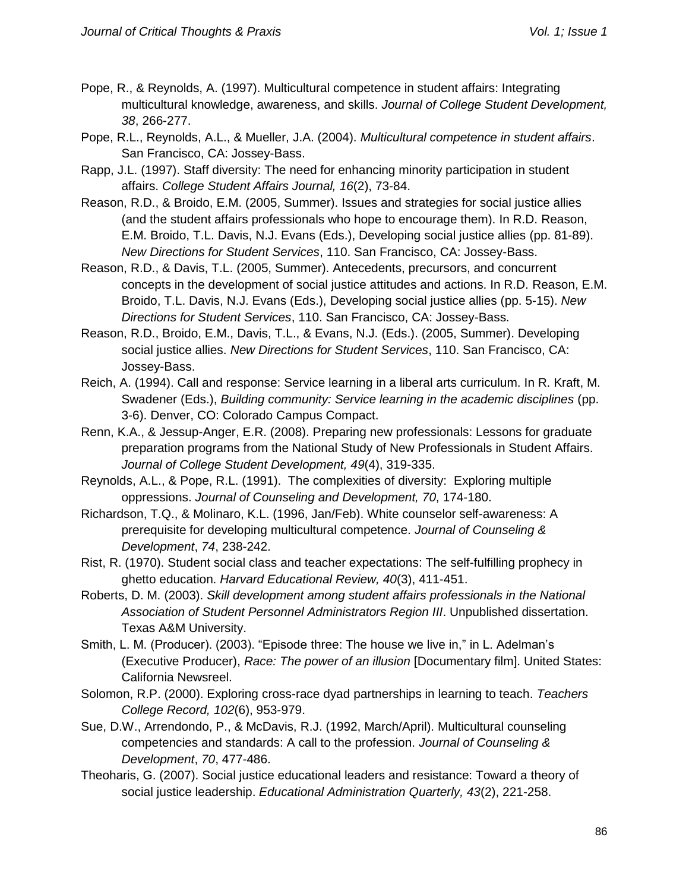Pope, R., & Reynolds, A. (1997). Multicultural competence in student affairs: Integrating multicultural knowledge, awareness, and skills. *Journal of College Student Development, 38*, 266-277.

Pope, R.L., Reynolds, A.L., & Mueller, J.A. (2004). *Multicultural competence in student affairs*. San Francisco, CA: Jossey-Bass.

Rapp, J.L. (1997). Staff diversity: The need for enhancing minority participation in student affairs. *College Student Affairs Journal, 16*(2), 73-84.

Reason, R.D., & Broido, E.M. (2005, Summer). Issues and strategies for social justice allies (and the student affairs professionals who hope to encourage them). In R.D. Reason, E.M. Broido, T.L. Davis, N.J. Evans (Eds.), Developing social justice allies (pp. 81-89). *New Directions for Student Services*, 110. San Francisco, CA: Jossey-Bass.

Reason, R.D., & Davis, T.L. (2005, Summer). Antecedents, precursors, and concurrent concepts in the development of social justice attitudes and actions. In R.D. Reason, E.M. Broido, T.L. Davis, N.J. Evans (Eds.), Developing social justice allies (pp. 5-15). *New Directions for Student Services*, 110. San Francisco, CA: Jossey-Bass.

Reason, R.D., Broido, E.M., Davis, T.L., & Evans, N.J. (Eds.). (2005, Summer). Developing social justice allies. *New Directions for Student Services*, 110. San Francisco, CA: Jossey-Bass.

Reich, A. (1994). Call and response: Service learning in a liberal arts curriculum. In R. Kraft, M. Swadener (Eds.), *Building community: Service learning in the academic disciplines* (pp. 3-6). Denver, CO: Colorado Campus Compact.

Renn, K.A., & Jessup-Anger, E.R. (2008). Preparing new professionals: Lessons for graduate preparation programs from the National Study of New Professionals in Student Affairs. *Journal of College Student Development, 49*(4), 319-335.

Reynolds, A.L., & Pope, R.L. (1991). The complexities of diversity: Exploring multiple oppressions. *Journal of Counseling and Development, 70*, 174-180.

Richardson, T.Q., & Molinaro, K.L. (1996, Jan/Feb). White counselor self-awareness: A prerequisite for developing multicultural competence. *Journal of Counseling & Development*, *74*, 238-242.

Rist, R. (1970). Student social class and teacher expectations: The self-fulfilling prophecy in ghetto education. *Harvard Educational Review, 40*(3), 411-451.

Roberts, D. M. (2003). *Skill development among student affairs professionals in the National Association of Student Personnel Administrators Region III*. Unpublished dissertation. Texas A&M University.

Smith, L. M. (Producer). (2003). "Episode three: The house we live in," in L. Adelman's (Executive Producer), *Race: The power of an illusion* [Documentary film]. United States: California Newsreel.

Solomon, R.P. (2000). Exploring cross-race dyad partnerships in learning to teach. *Teachers College Record, 102*(6), 953-979.

Sue, D.W., Arrendondo, P., & McDavis, R.J. (1992, March/April). Multicultural counseling competencies and standards: A call to the profession. *Journal of Counseling & Development*, *70*, 477-486.

Theoharis, G. (2007). Social justice educational leaders and resistance: Toward a theory of social justice leadership. *Educational Administration Quarterly, 43*(2), 221-258.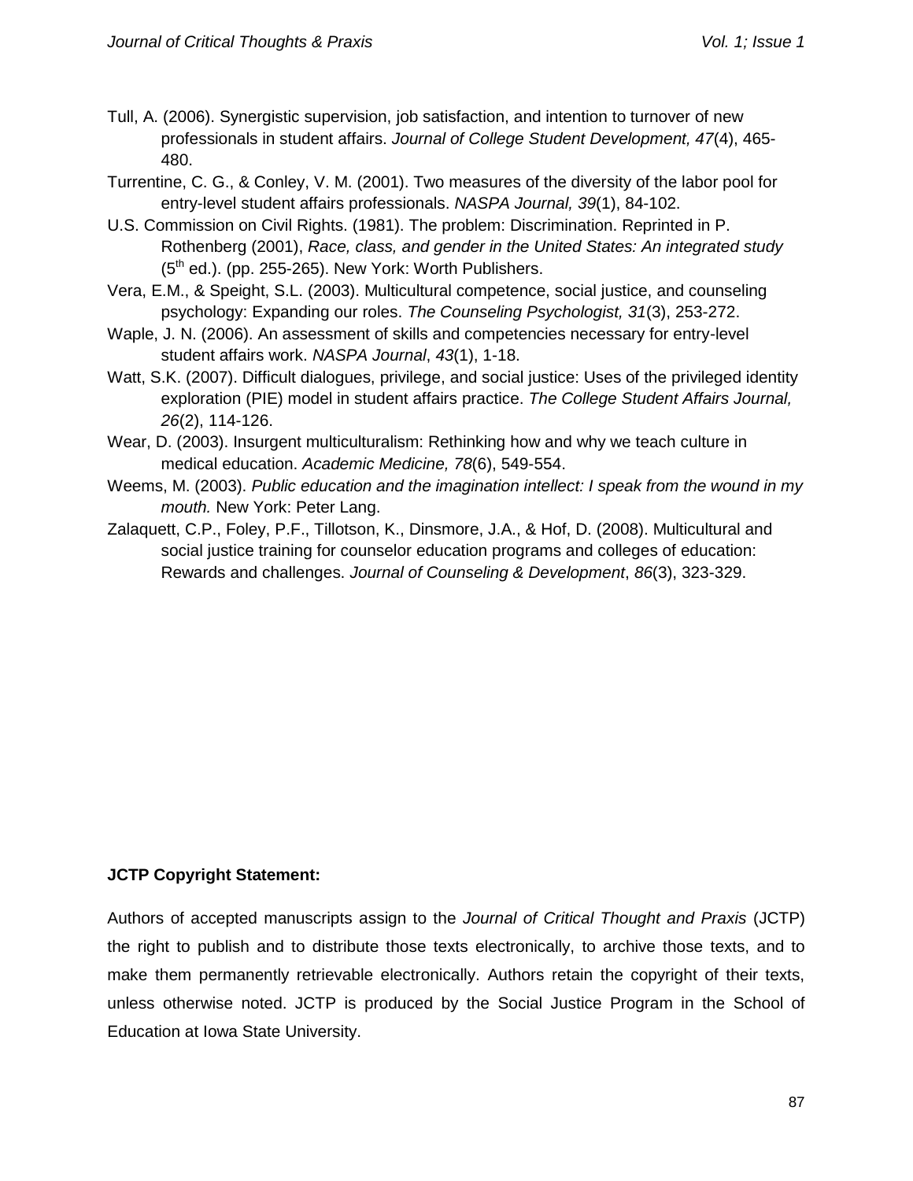Tull, A. (2006). Synergistic supervision, job satisfaction, and intention to turnover of new professionals in student affairs. *Journal of College Student Development, 47*(4), 465-480.

Turrentine, C. G., & Conley, V. M. (2001). Two measures of the diversity of the labor pool for entry-level student affairs professionals. *NASPA Journal, 39*(1), 84-102.

U.S. Commission on Civil Rights. (1981). The problem: Discrimination. Reprinted in P. Rothenberg (2001), *Race, class, and gender in the United States: An integrated study* (5th ed.). (pp. 255-265). New York: Worth Publishers.

Vera, E.M., & Speight, S.L. (2003). Multicultural competence, social justice, and counseling psychology: Expanding our roles. *The Counseling Psychologist, 31*(3), 253-272.

Waple, J. N. (2006). An assessment of skills and competencies necessary for entry-level student affairs work. *NASPA Journal*, *43*(1), 1-18.

Watt, S.K. (2007). Difficult dialogues, privilege, and social justice: Uses of the privileged identity exploration (PIE) model in student affairs practice. *The College Student Affairs Journal, 26*(2), 114-126.

Wear, D. (2003). Insurgent multiculturalism: Rethinking how and why we teach culture in medical education. *Academic Medicine, 78*(6), 549-554.

Weems, M. (2003). *Public education and the imagination intellect: I speak from the wound in my mouth.* New York: Peter Lang.

Zalaquett, C.P., Foley, P.F., Tillotson, K., Dinsmore, J.A., & Hof, D. (2008). Multicultural and social justice training for counselor education programs and colleges of education: Rewards and challenges. *Journal of Counseling & Development*, *86*(3), 323-329.

**JCTP Copyright Statement:**

Authors of accepted manuscripts assign to the *Journal of Critical Thought and Praxis* (JCTP) the right to publish and to distribute those texts electronically, to archive those texts, and to make them permanently retrievable electronically. Authors retain the copyright of their texts, unless otherwise noted. JCTP is produced by the Social Justice Program in the School of Education at Iowa State University.